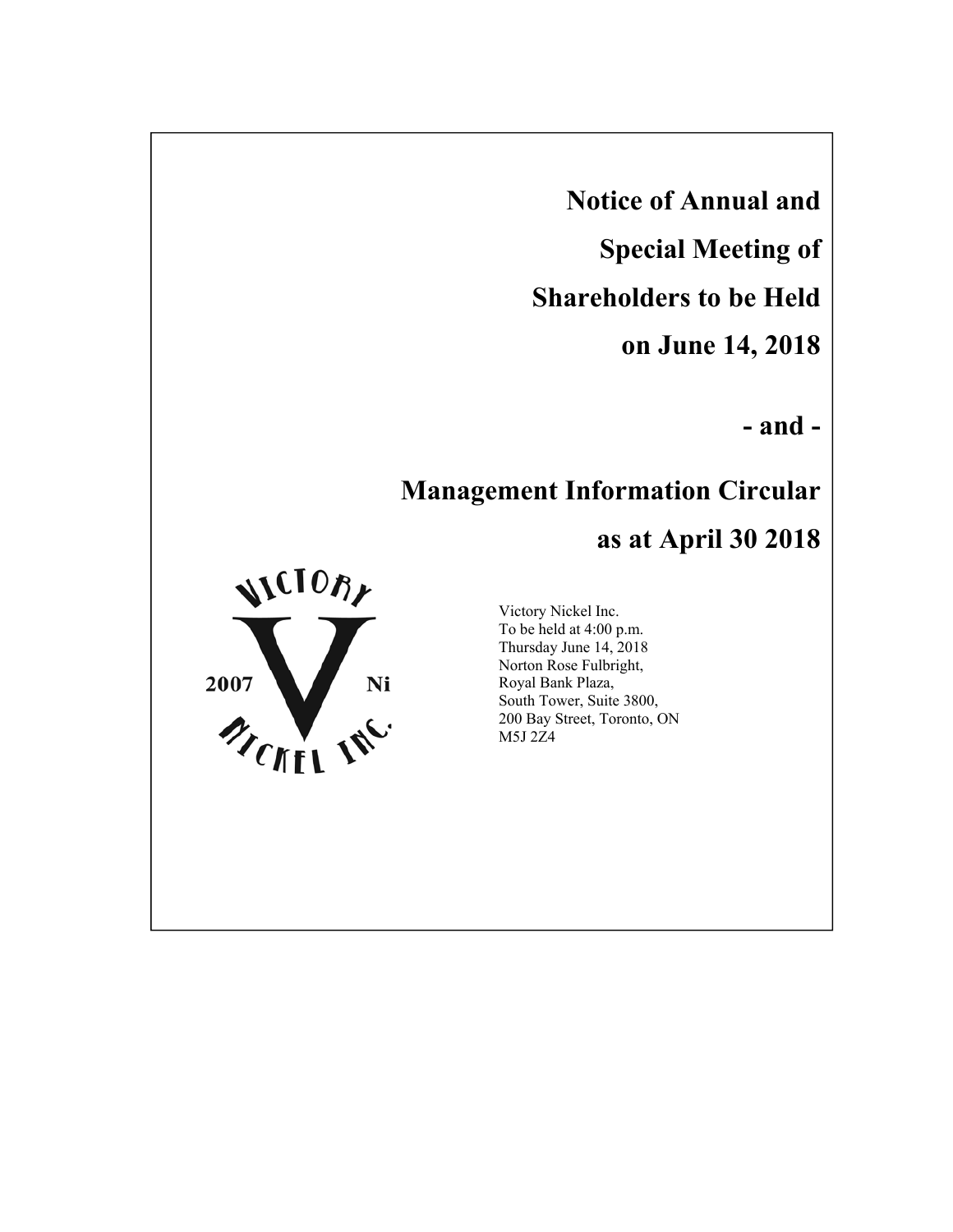# Notice of Annual and Special Meeting of Shareholders to be Held on June 14, 2018

**- and -**

# Management Information Circular as at April 30 2018

Victory Nickel Inc.
To be held at 4:00 p.m.
Thursday June 14, 2018
Norton Rose Fulbright,
Royal Bank Plaza,
South Tower, Suite 3800,
200 Bay Street, Toronto, ON
M5J 2Z4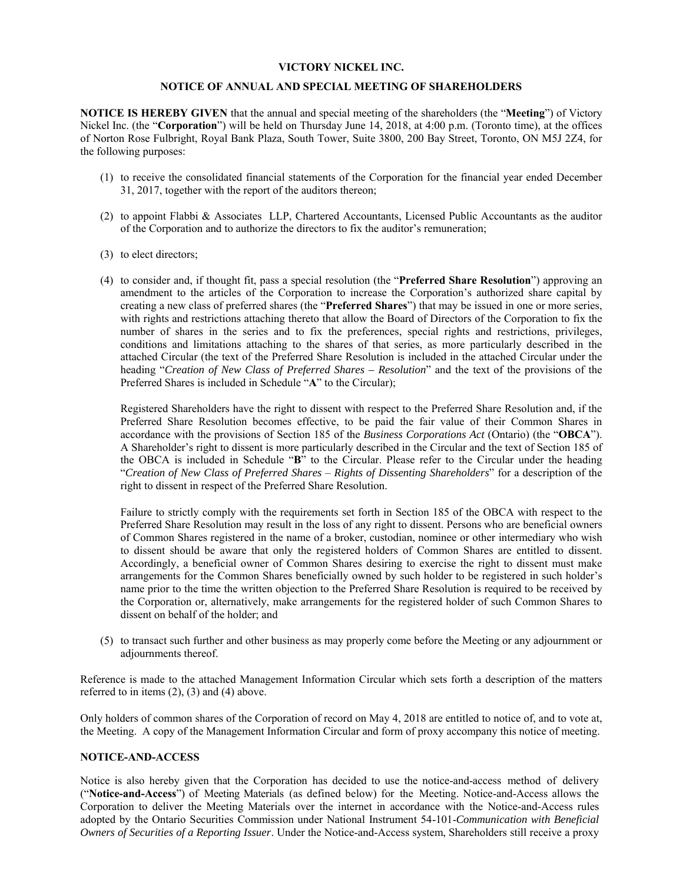**VICTORY NICKEL INC.**

**NOTICE OF ANNUAL AND SPECIAL MEETING OF SHAREHOLDERS**

**NOTICE IS HEREBY GIVEN** that the annual and special meeting of the shareholders (the "**Meeting**") of Victory Nickel Inc. (the "**Corporation**") will be held on Thursday June 14, 2018, at 4:00 p.m. (Toronto time), at the offices of Norton Rose Fulbright, Royal Bank Plaza, South Tower, Suite 3800, 200 Bay Street, Toronto, ON M5J 2Z4, for the following purposes:

(1) to receive the consolidated financial statements of the Corporation for the financial year ended December 31, 2017, together with the report of the auditors thereon;

(2) to appoint Flabbi & Associates LLP, Chartered Accountants, Licensed Public Accountants as the auditor of the Corporation and to authorize the directors to fix the auditor's remuneration;

(3) to elect directors;

(4) to consider and, if thought fit, pass a special resolution (the "**Preferred Share Resolution**") approving an amendment to the articles of the Corporation to increase the Corporation's authorized share capital by creating a new class of preferred shares (the "**Preferred Shares**") that may be issued in one or more series, with rights and restrictions attaching thereto that allow the Board of Directors of the Corporation to fix the number of shares in the series and to fix the preferences, special rights and restrictions, privileges, conditions and limitations attaching to the shares of that series, as more particularly described in the attached Circular (the text of the Preferred Share Resolution is included in the attached Circular under the heading "*Creation of New Class of Preferred Shares – Resolution*" and the text of the provisions of the Preferred Shares is included in Schedule "**A**" to the Circular);

   Registered Shareholders have the right to dissent with respect to the Preferred Share Resolution and, if the Preferred Share Resolution becomes effective, to be paid the fair value of their Common Shares in accordance with the provisions of Section 185 of the *Business Corporations Act* (Ontario) (the "**OBCA**"). A Shareholder's right to dissent is more particularly described in the Circular and the text of Section 185 of the OBCA is included in Schedule "**B**" to the Circular. Please refer to the Circular under the heading "*Creation of New Class of Preferred Shares – Rights of Dissenting Shareholders*" for a description of the right to dissent in respect of the Preferred Share Resolution.

   Failure to strictly comply with the requirements set forth in Section 185 of the OBCA with respect to the Preferred Share Resolution may result in the loss of any right to dissent. Persons who are beneficial owners of Common Shares registered in the name of a broker, custodian, nominee or other intermediary who wish to dissent should be aware that only the registered holders of Common Shares are entitled to dissent. Accordingly, a beneficial owner of Common Shares desiring to exercise the right to dissent must make arrangements for the Common Shares beneficially owned by such holder to be registered in such holder's name prior to the time the written objection to the Preferred Share Resolution is required to be received by the Corporation or, alternatively, make arrangements for the registered holder of such Common Shares to dissent on behalf of the holder; and

(5) to transact such further and other business as may properly come before the Meeting or any adjournment or adjournments thereof.

Reference is made to the attached Management Information Circular which sets forth a description of the matters referred to in items (2), (3) and (4) above.

Only holders of common shares of the Corporation of record on May 4, 2018 are entitled to notice of, and to vote at, the Meeting. A copy of the Management Information Circular and form of proxy accompany this notice of meeting.

**NOTICE-AND-ACCESS**

Notice is also hereby given that the Corporation has decided to use the notice-and-access method of delivery ("**Notice-and-Access**") of Meeting Materials (as defined below) for the Meeting. Notice-and-Access allows the Corporation to deliver the Meeting Materials over the internet in accordance with the Notice-and-Access rules adopted by the Ontario Securities Commission under National Instrument 54-101-*Communication with Beneficial Owners of Securities of a Reporting Issuer*. Under the Notice-and-Access system, Shareholders still receive a proxy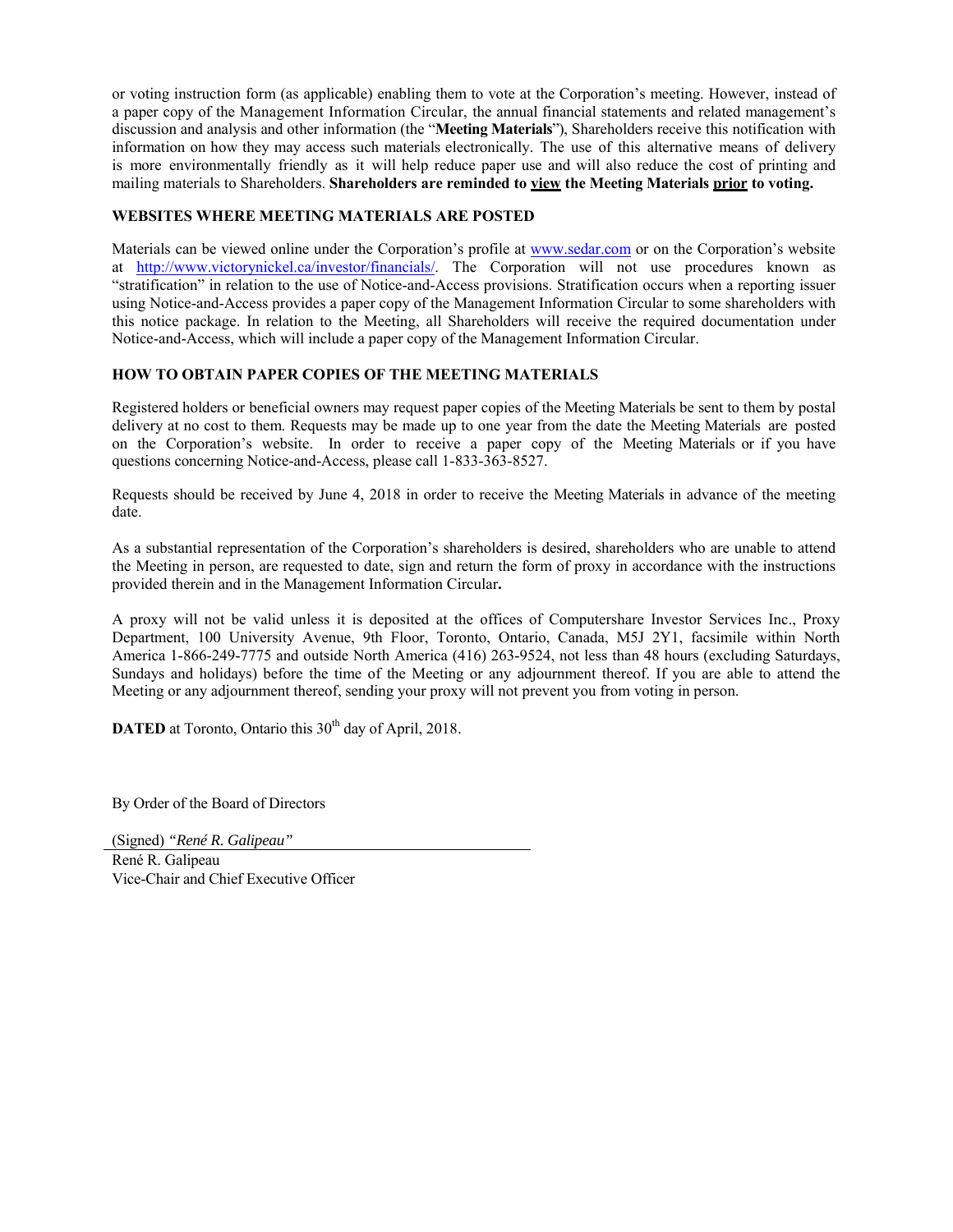or voting instruction form (as applicable) enabling them to vote at the Corporation's meeting. However, instead of a paper copy of the Management Information Circular, the annual financial statements and related management's discussion and analysis and other information (the "**Meeting Materials**"), Shareholders receive this notification with information on how they may access such materials electronically. The use of this alternative means of delivery is more environmentally friendly as it will help reduce paper use and will also reduce the cost of printing and mailing materials to Shareholders. **Shareholders are reminded to <u>view</u> the Meeting Materials <u>prior</u> to voting.**

**WEBSITES WHERE MEETING MATERIALS ARE POSTED**

Materials can be viewed online under the Corporation's profile at www.sedar.com or on the Corporation's website at http://www.victorynickel.ca/investor/financials/. The Corporation will not use procedures known as "stratification" in relation to the use of Notice-and-Access provisions. Stratification occurs when a reporting issuer using Notice-and-Access provides a paper copy of the Management Information Circular to some shareholders with this notice package. In relation to the Meeting, all Shareholders will receive the required documentation under Notice-and-Access, which will include a paper copy of the Management Information Circular.

**HOW TO OBTAIN PAPER COPIES OF THE MEETING MATERIALS**

Registered holders or beneficial owners may request paper copies of the Meeting Materials be sent to them by postal delivery at no cost to them. Requests may be made up to one year from the date the Meeting Materials are posted on the Corporation's website. In order to receive a paper copy of the Meeting Materials or if you have questions concerning Notice-and-Access, please call 1-833-363-8527.

Requests should be received by June 4, 2018 in order to receive the Meeting Materials in advance of the meeting date.

As a substantial representation of the Corporation's shareholders is desired, shareholders who are unable to attend the Meeting in person, are requested to date, sign and return the form of proxy in accordance with the instructions provided therein and in the Management Information Circular.

A proxy will not be valid unless it is deposited at the offices of Computershare Investor Services Inc., Proxy Department, 100 University Avenue, 9th Floor, Toronto, Ontario, Canada, M5J 2Y1, facsimile within North America 1-866-249-7775 and outside North America (416) 263-9524, not less than 48 hours (excluding Saturdays, Sundays and holidays) before the time of the Meeting or any adjournment thereof. If you are able to attend the Meeting or any adjournment thereof, sending your proxy will not prevent you from voting in person.

**DATED** at Toronto, Ontario this 30th day of April, 2018.

By Order of the Board of Directors

(Signed) *"René R. Galipeau"*

René R. Galipeau
Vice-Chair and Chief Executive Officer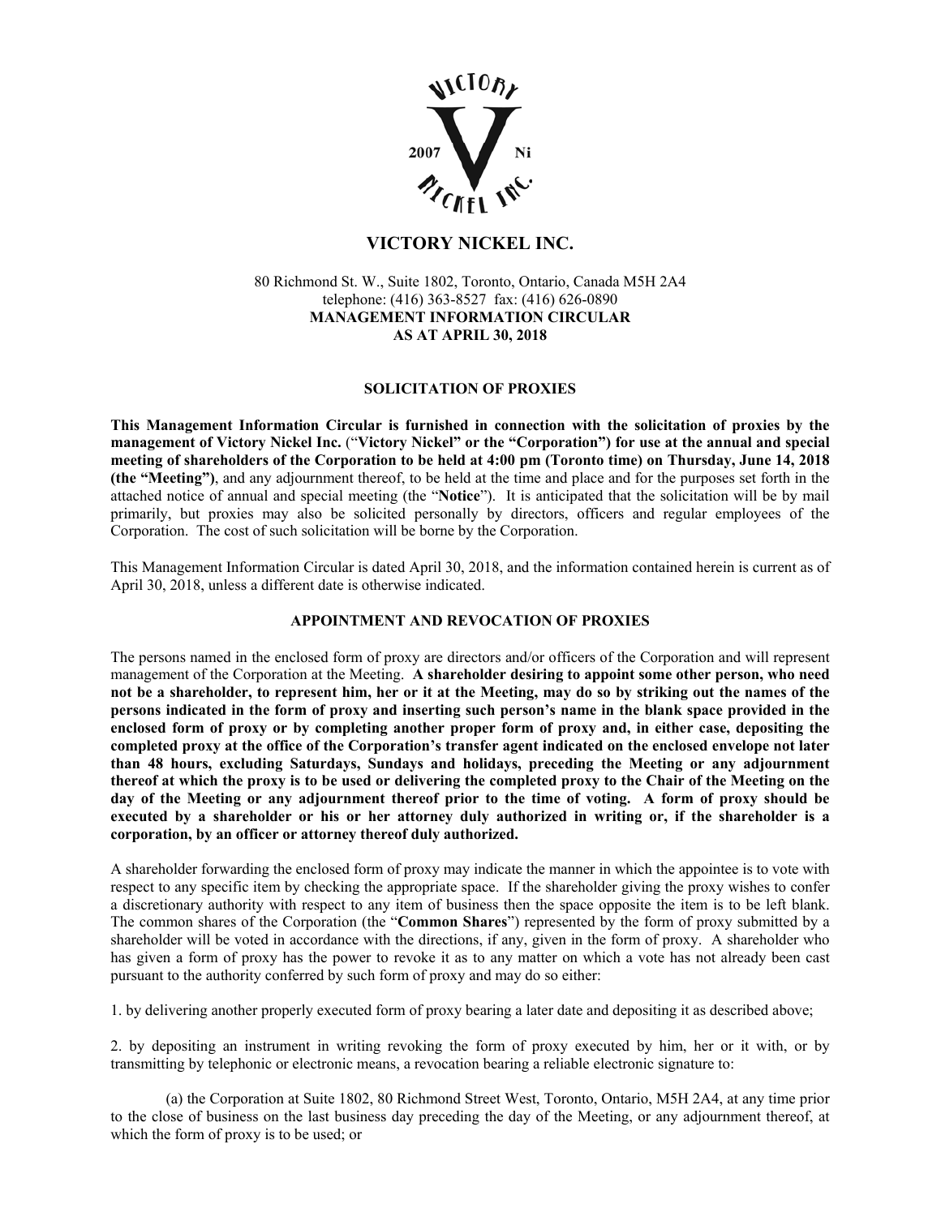# VICTORY NICKEL INC.

80 Richmond St. W., Suite 1802, Toronto, Ontario, Canada M5H 2A4
telephone: (416) 363-8527 fax: (416) 626-0890
**MANAGEMENT INFORMATION CIRCULAR**
**AS AT APRIL 30, 2018**

## SOLICITATION OF PROXIES

**This Management Information Circular is furnished in connection with the solicitation of proxies by the management of Victory Nickel Inc.** ("**Victory Nickel" or the "Corporation") for use at the annual and special meeting of shareholders of the Corporation to be held at 4:00 pm (Toronto time) on Thursday, June 14, 2018 (the "Meeting")**, and any adjournment thereof, to be held at the time and place and for the purposes set forth in the attached notice of annual and special meeting (the "**Notice**"). It is anticipated that the solicitation will be by mail primarily, but proxies may also be solicited personally by directors, officers and regular employees of the Corporation. The cost of such solicitation will be borne by the Corporation.

This Management Information Circular is dated April 30, 2018, and the information contained herein is current as of April 30, 2018, unless a different date is otherwise indicated.

## APPOINTMENT AND REVOCATION OF PROXIES

The persons named in the enclosed form of proxy are directors and/or officers of the Corporation and will represent management of the Corporation at the Meeting. **A shareholder desiring to appoint some other person, who need not be a shareholder, to represent him, her or it at the Meeting, may do so by striking out the names of the persons indicated in the form of proxy and inserting such person's name in the blank space provided in the enclosed form of proxy or by completing another proper form of proxy and, in either case, depositing the completed proxy at the office of the Corporation's transfer agent indicated on the enclosed envelope not later than 48 hours, excluding Saturdays, Sundays and holidays, preceding the Meeting or any adjournment thereof at which the proxy is to be used or delivering the completed proxy to the Chair of the Meeting on the day of the Meeting or any adjournment thereof prior to the time of voting. A form of proxy should be executed by a shareholder or his or her attorney duly authorized in writing or, if the shareholder is a corporation, by an officer or attorney thereof duly authorized.**

A shareholder forwarding the enclosed form of proxy may indicate the manner in which the appointee is to vote with respect to any specific item by checking the appropriate space. If the shareholder giving the proxy wishes to confer a discretionary authority with respect to any item of business then the space opposite the item is to be left blank. The common shares of the Corporation (the "**Common Shares**") represented by the form of proxy submitted by a shareholder will be voted in accordance with the directions, if any, given in the form of proxy. A shareholder who has given a form of proxy has the power to revoke it as to any matter on which a vote has not already been cast pursuant to the authority conferred by such form of proxy and may do so either:

1. by delivering another properly executed form of proxy bearing a later date and depositing it as described above;

2. by depositing an instrument in writing revoking the form of proxy executed by him, her or it with, or by transmitting by telephonic or electronic means, a revocation bearing a reliable electronic signature to:

   (a) the Corporation at Suite 1802, 80 Richmond Street West, Toronto, Ontario, M5H 2A4, at any time prior to the close of business on the last business day preceding the day of the Meeting, or any adjournment thereof, at which the form of proxy is to be used; or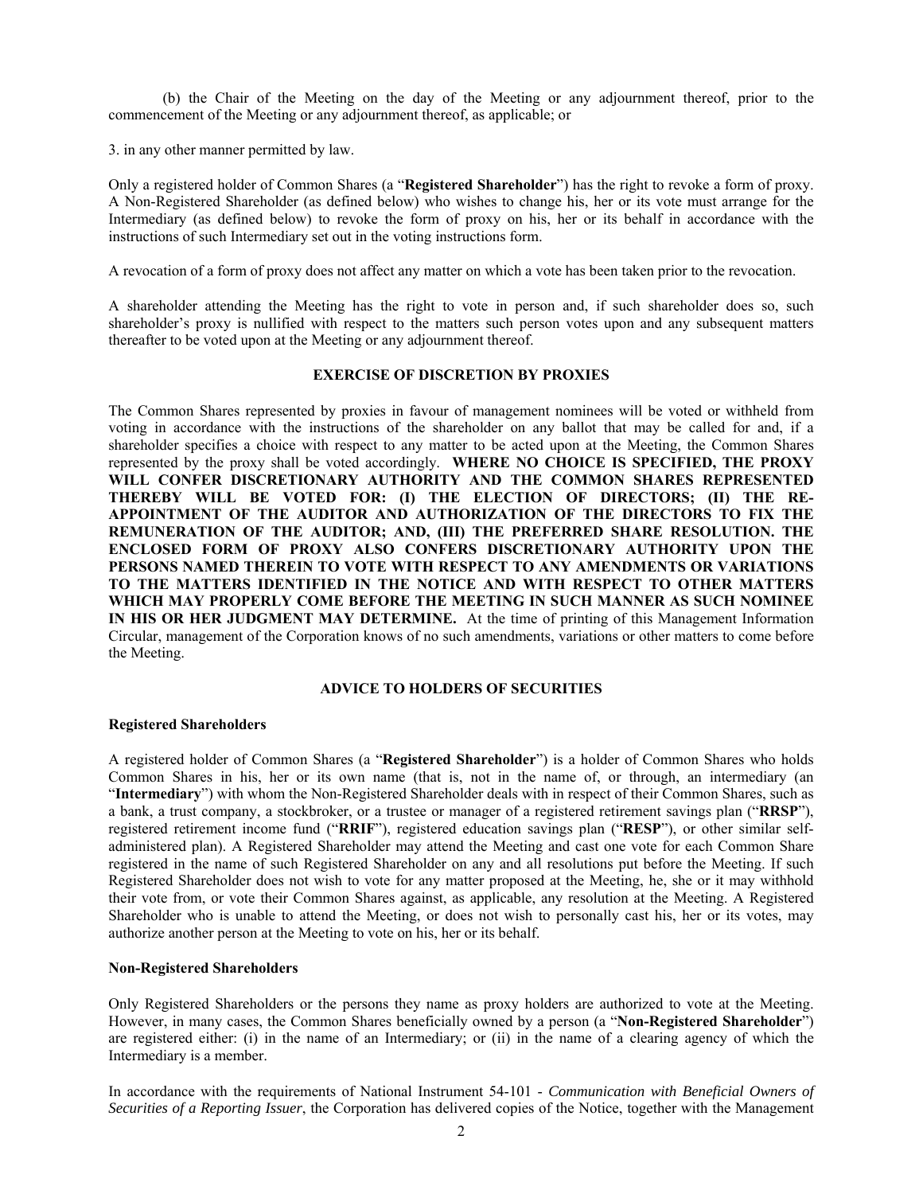(b) the Chair of the Meeting on the day of the Meeting or any adjournment thereof, prior to the commencement of the Meeting or any adjournment thereof, as applicable; or

3. in any other manner permitted by law.

Only a registered holder of Common Shares (a "**Registered Shareholder**") has the right to revoke a form of proxy. A Non-Registered Shareholder (as defined below) who wishes to change his, her or its vote must arrange for the Intermediary (as defined below) to revoke the form of proxy on his, her or its behalf in accordance with the instructions of such Intermediary set out in the voting instructions form.

A revocation of a form of proxy does not affect any matter on which a vote has been taken prior to the revocation.

A shareholder attending the Meeting has the right to vote in person and, if such shareholder does so, such shareholder's proxy is nullified with respect to the matters such person votes upon and any subsequent matters thereafter to be voted upon at the Meeting or any adjournment thereof.

## EXERCISE OF DISCRETION BY PROXIES

The Common Shares represented by proxies in favour of management nominees will be voted or withheld from voting in accordance with the instructions of the shareholder on any ballot that may be called for and, if a shareholder specifies a choice with respect to any matter to be acted upon at the Meeting, the Common Shares represented by the proxy shall be voted accordingly. **WHERE NO CHOICE IS SPECIFIED, THE PROXY WILL CONFER DISCRETIONARY AUTHORITY AND THE COMMON SHARES REPRESENTED THEREBY WILL BE VOTED FOR: (I) THE ELECTION OF DIRECTORS; (II) THE RE-APPOINTMENT OF THE AUDITOR AND AUTHORIZATION OF THE DIRECTORS TO FIX THE REMUNERATION OF THE AUDITOR; AND, (III) THE PREFERRED SHARE RESOLUTION. THE ENCLOSED FORM OF PROXY ALSO CONFERS DISCRETIONARY AUTHORITY UPON THE PERSONS NAMED THEREIN TO VOTE WITH RESPECT TO ANY AMENDMENTS OR VARIATIONS TO THE MATTERS IDENTIFIED IN THE NOTICE AND WITH RESPECT TO OTHER MATTERS WHICH MAY PROPERLY COME BEFORE THE MEETING IN SUCH MANNER AS SUCH NOMINEE IN HIS OR HER JUDGMENT MAY DETERMINE.** At the time of printing of this Management Information Circular, management of the Corporation knows of no such amendments, variations or other matters to come before the Meeting.

## ADVICE TO HOLDERS OF SECURITIES

### Registered Shareholders

A registered holder of Common Shares (a "**Registered Shareholder**") is a holder of Common Shares who holds Common Shares in his, her or its own name (that is, not in the name of, or through, an intermediary (an "**Intermediary**") with whom the Non-Registered Shareholder deals with in respect of their Common Shares, such as a bank, a trust company, a stockbroker, or a trustee or manager of a registered retirement savings plan ("**RRSP**"), registered retirement income fund ("**RRIF**"), registered education savings plan ("**RESP**"), or other similar self-administered plan). A Registered Shareholder may attend the Meeting and cast one vote for each Common Share registered in the name of such Registered Shareholder on any and all resolutions put before the Meeting. If such Registered Shareholder does not wish to vote for any matter proposed at the Meeting, he, she or it may withhold their vote from, or vote their Common Shares against, as applicable, any resolution at the Meeting. A Registered Shareholder who is unable to attend the Meeting, or does not wish to personally cast his, her or its votes, may authorize another person at the Meeting to vote on his, her or its behalf.

### Non-Registered Shareholders

Only Registered Shareholders or the persons they name as proxy holders are authorized to vote at the Meeting. However, in many cases, the Common Shares beneficially owned by a person (a "**Non-Registered Shareholder**") are registered either: (i) in the name of an Intermediary; or (ii) in the name of a clearing agency of which the Intermediary is a member.

In accordance with the requirements of National Instrument 54-101 - *Communication with Beneficial Owners of Securities of a Reporting Issuer*, the Corporation has delivered copies of the Notice, together with the Management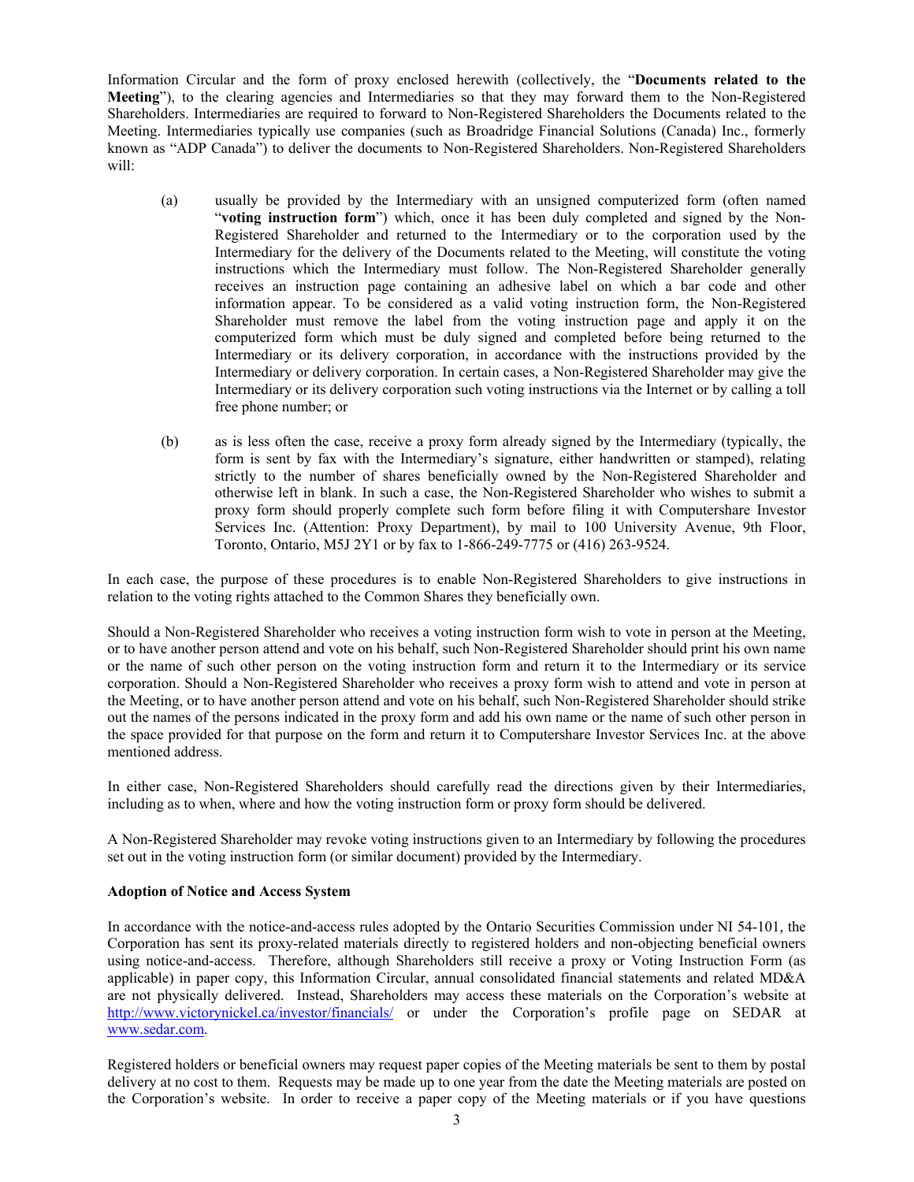Information Circular and the form of proxy enclosed herewith (collectively, the "**Documents related to the Meeting**"), to the clearing agencies and Intermediaries so that they may forward them to the Non-Registered Shareholders. Intermediaries are required to forward to Non-Registered Shareholders the Documents related to the Meeting. Intermediaries typically use companies (such as Broadridge Financial Solutions (Canada) Inc., formerly known as "ADP Canada") to deliver the documents to Non-Registered Shareholders. Non-Registered Shareholders will:

(a) usually be provided by the Intermediary with an unsigned computerized form (often named "**voting instruction form**") which, once it has been duly completed and signed by the Non-Registered Shareholder and returned to the Intermediary or to the corporation used by the Intermediary for the delivery of the Documents related to the Meeting, will constitute the voting instructions which the Intermediary must follow. The Non-Registered Shareholder generally receives an instruction page containing an adhesive label on which a bar code and other information appear. To be considered as a valid voting instruction form, the Non-Registered Shareholder must remove the label from the voting instruction page and apply it on the computerized form which must be duly signed and completed before being returned to the Intermediary or its delivery corporation, in accordance with the instructions provided by the Intermediary or delivery corporation. In certain cases, a Non-Registered Shareholder may give the Intermediary or its delivery corporation such voting instructions via the Internet or by calling a toll free phone number; or

(b) as is less often the case, receive a proxy form already signed by the Intermediary (typically, the form is sent by fax with the Intermediary's signature, either handwritten or stamped), relating strictly to the number of shares beneficially owned by the Non-Registered Shareholder and otherwise left in blank. In such a case, the Non-Registered Shareholder who wishes to submit a proxy form should properly complete such form before filing it with Computershare Investor Services Inc. (Attention: Proxy Department), by mail to 100 University Avenue, 9th Floor, Toronto, Ontario, M5J 2Y1 or by fax to 1-866-249-7775 or (416) 263-9524.

In each case, the purpose of these procedures is to enable Non-Registered Shareholders to give instructions in relation to the voting rights attached to the Common Shares they beneficially own.

Should a Non-Registered Shareholder who receives a voting instruction form wish to vote in person at the Meeting, or to have another person attend and vote on his behalf, such Non-Registered Shareholder should print his own name or the name of such other person on the voting instruction form and return it to the Intermediary or its service corporation. Should a Non-Registered Shareholder who receives a proxy form wish to attend and vote in person at the Meeting, or to have another person attend and vote on his behalf, such Non-Registered Shareholder should strike out the names of the persons indicated in the proxy form and add his own name or the name of such other person in the space provided for that purpose on the form and return it to Computershare Investor Services Inc. at the above mentioned address.

In either case, Non-Registered Shareholders should carefully read the directions given by their Intermediaries, including as to when, where and how the voting instruction form or proxy form should be delivered.

A Non-Registered Shareholder may revoke voting instructions given to an Intermediary by following the procedures set out in the voting instruction form (or similar document) provided by the Intermediary.

**Adoption of Notice and Access System**

In accordance with the notice-and-access rules adopted by the Ontario Securities Commission under NI 54-101*,* the Corporation has sent its proxy-related materials directly to registered holders and non-objecting beneficial owners using notice-and-access. Therefore, although Shareholders still receive a proxy or Voting Instruction Form (as applicable) in paper copy, this Information Circular, annual consolidated financial statements and related MD&A are not physically delivered. Instead, Shareholders may access these materials on the Corporation's website at http://www.victorynickel.ca/investor/financials/ or under the Corporation's profile page on SEDAR at www.sedar.com.

Registered holders or beneficial owners may request paper copies of the Meeting materials be sent to them by postal delivery at no cost to them. Requests may be made up to one year from the date the Meeting materials are posted on the Corporation's website. In order to receive a paper copy of the Meeting materials or if you have questions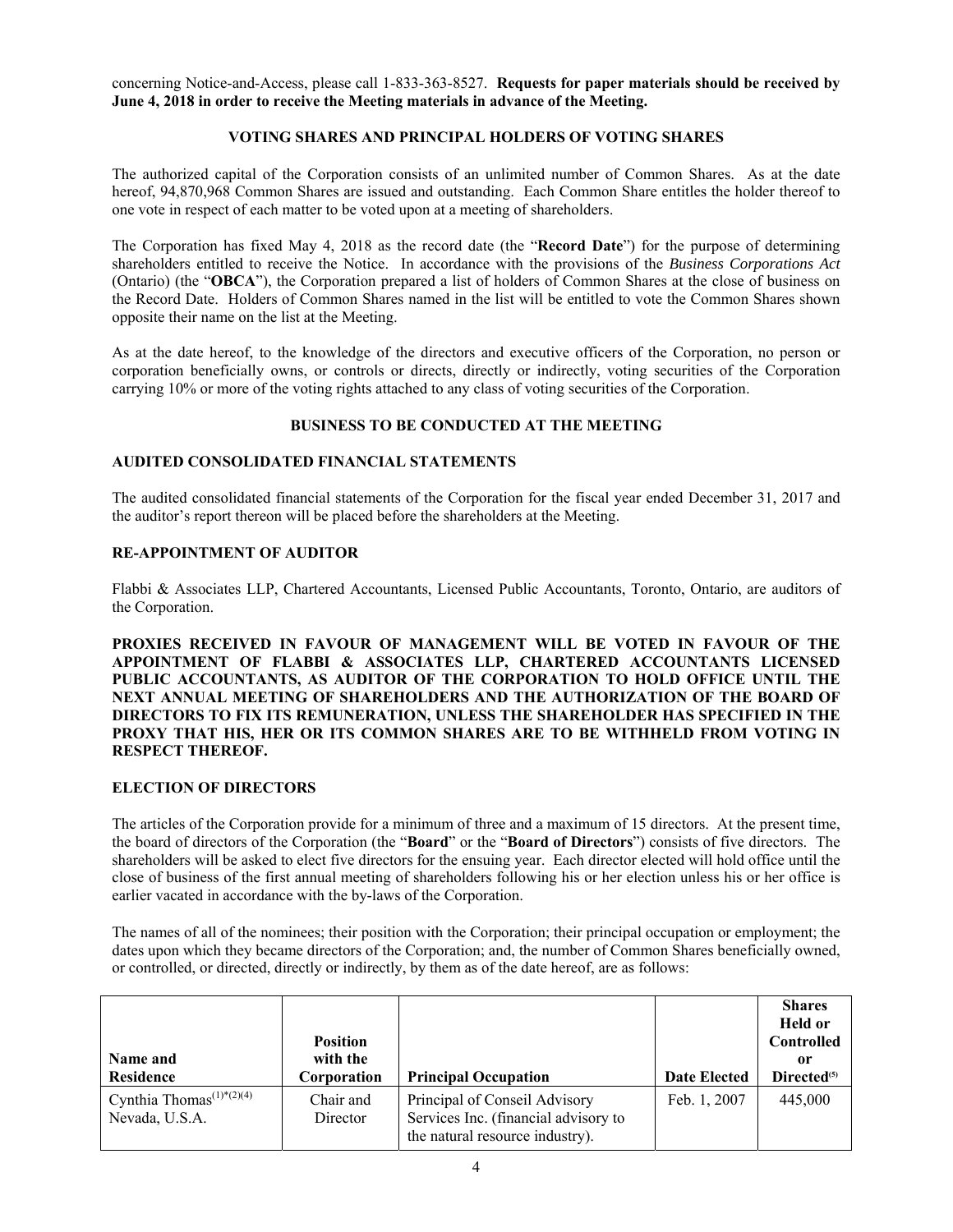concerning Notice-and-Access, please call 1-833-363-8527. **Requests for paper materials should be received by June 4, 2018 in order to receive the Meeting materials in advance of the Meeting.**

## VOTING SHARES AND PRINCIPAL HOLDERS OF VOTING SHARES

The authorized capital of the Corporation consists of an unlimited number of Common Shares. As at the date hereof, 94,870,968 Common Shares are issued and outstanding. Each Common Share entitles the holder thereof to one vote in respect of each matter to be voted upon at a meeting of shareholders.

The Corporation has fixed May 4, 2018 as the record date (the "**Record Date**") for the purpose of determining shareholders entitled to receive the Notice. In accordance with the provisions of the *Business Corporations Act* (Ontario) (the "**OBCA**"), the Corporation prepared a list of holders of Common Shares at the close of business on the Record Date. Holders of Common Shares named in the list will be entitled to vote the Common Shares shown opposite their name on the list at the Meeting.

As at the date hereof, to the knowledge of the directors and executive officers of the Corporation, no person or corporation beneficially owns, or controls or directs, directly or indirectly, voting securities of the Corporation carrying 10% or more of the voting rights attached to any class of voting securities of the Corporation.

## BUSINESS TO BE CONDUCTED AT THE MEETING

### AUDITED CONSOLIDATED FINANCIAL STATEMENTS

The audited consolidated financial statements of the Corporation for the fiscal year ended December 31, 2017 and the auditor's report thereon will be placed before the shareholders at the Meeting.

### RE-APPOINTMENT OF AUDITOR

Flabbi & Associates LLP, Chartered Accountants, Licensed Public Accountants, Toronto, Ontario, are auditors of the Corporation.

**PROXIES RECEIVED IN FAVOUR OF MANAGEMENT WILL BE VOTED IN FAVOUR OF THE APPOINTMENT OF FLABBI & ASSOCIATES LLP, CHARTERED ACCOUNTANTS LICENSED PUBLIC ACCOUNTANTS, AS AUDITOR OF THE CORPORATION TO HOLD OFFICE UNTIL THE NEXT ANNUAL MEETING OF SHAREHOLDERS AND THE AUTHORIZATION OF THE BOARD OF DIRECTORS TO FIX ITS REMUNERATION, UNLESS THE SHAREHOLDER HAS SPECIFIED IN THE PROXY THAT HIS, HER OR ITS COMMON SHARES ARE TO BE WITHHELD FROM VOTING IN RESPECT THEREOF.**

### ELECTION OF DIRECTORS

The articles of the Corporation provide for a minimum of three and a maximum of 15 directors. At the present time, the board of directors of the Corporation (the "**Board**" or the "**Board of Directors**") consists of five directors. The shareholders will be asked to elect five directors for the ensuing year. Each director elected will hold office until the close of business of the first annual meeting of shareholders following his or her election unless his or her office is earlier vacated in accordance with the by-laws of the Corporation.

The names of all of the nominees; their position with the Corporation; their principal occupation or employment; the dates upon which they became directors of the Corporation; and, the number of Common Shares beneficially owned, or controlled, or directed, directly or indirectly, by them as of the date hereof, are as follows:

| Name and Residence | Position with the Corporation | Principal Occupation | Date Elected | Shares Held or Controlled or Directed(5) |
|---|---|---|---|---|
| Cynthia Thomas(1)*(2)(4) Nevada, U.S.A. | Chair and Director | Principal of Conseil Advisory Services Inc. (financial advisory to the natural resource industry). | Feb. 1, 2007 | 445,000 |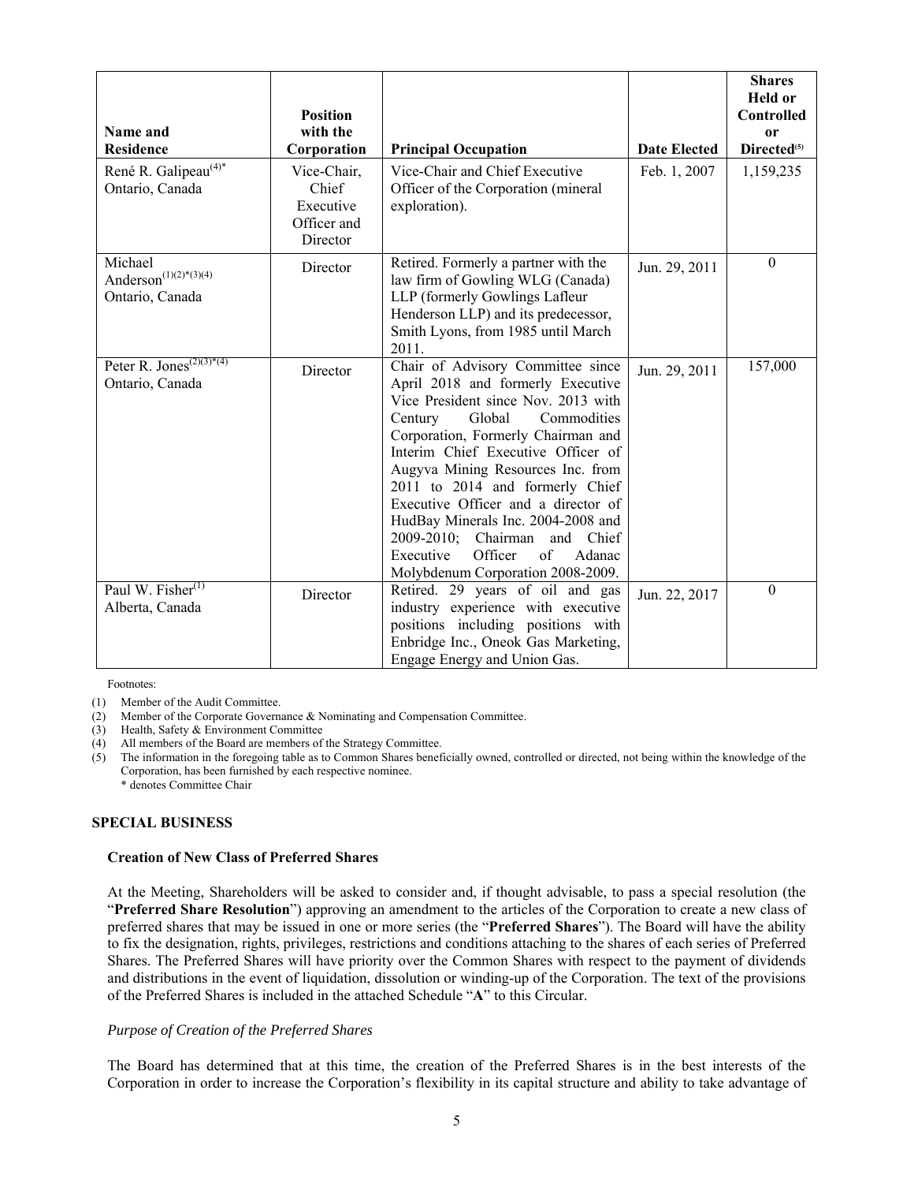| Name and Residence | Position with the Corporation | Principal Occupation | Date Elected | Shares Held or Controlled or Directed[(5)] |
|---|---|---|---|---|
| René R. Galipeau[(4)*] Ontario, Canada | Vice-Chair, Chief Executive Officer and Director | Vice-Chair and Chief Executive Officer of the Corporation (mineral exploration). | Feb. 1, 2007 | 1,159,235 |
| Michael Anderson[(1)(2)*(3)(4)] Ontario, Canada | Director | Retired. Formerly a partner with the law firm of Gowling WLG (Canada) LLP (formerly Gowlings Lafleur Henderson LLP) and its predecessor, Smith Lyons, from 1985 until March 2011. | Jun. 29, 2011 | 0 |
| Peter R. Jones[(2)(3)*(4)] Ontario, Canada | Director | Chair of Advisory Committee since April 2018 and formerly Executive Vice President since Nov. 2013 with Century Global Commodities Corporation, Formerly Chairman and Interim Chief Executive Officer of Augyva Mining Resources Inc. from 2011 to 2014 and formerly Chief Executive Officer and a director of HudBay Minerals Inc. 2004-2008 and 2009-2010; Chairman and Chief Executive Officer of Adanac Molybdenum Corporation 2008-2009. | Jun. 29, 2011 | 157,000 |
| Paul W. Fisher[(1)] Alberta, Canada | Director | Retired. 29 years of oil and gas industry experience with executive positions including positions with Enbridge Inc., Oneok Gas Marketing, Engage Energy and Union Gas. | Jun. 22, 2017 | 0 |

Footnotes:

(1) Member of the Audit Committee.
(2) Member of the Corporate Governance & Nominating and Compensation Committee.
(3) Health, Safety & Environment Committee
(4) All members of the Board are members of the Strategy Committee.
(5) The information in the foregoing table as to Common Shares beneficially owned, controlled or directed, not being within the knowledge of the Corporation, has been furnished by each respective nominee.
\* denotes Committee Chair

## SPECIAL BUSINESS

### Creation of New Class of Preferred Shares

At the Meeting, Shareholders will be asked to consider and, if thought advisable, to pass a special resolution (the "**Preferred Share Resolution**") approving an amendment to the articles of the Corporation to create a new class of preferred shares that may be issued in one or more series (the "**Preferred Shares**"). The Board will have the ability to fix the designation, rights, privileges, restrictions and conditions attaching to the shares of each series of Preferred Shares. The Preferred Shares will have priority over the Common Shares with respect to the payment of dividends and distributions in the event of liquidation, dissolution or winding-up of the Corporation. The text of the provisions of the Preferred Shares is included in the attached Schedule "**A**" to this Circular.

*Purpose of Creation of the Preferred Shares*

The Board has determined that at this time, the creation of the Preferred Shares is in the best interests of the Corporation in order to increase the Corporation's flexibility in its capital structure and ability to take advantage of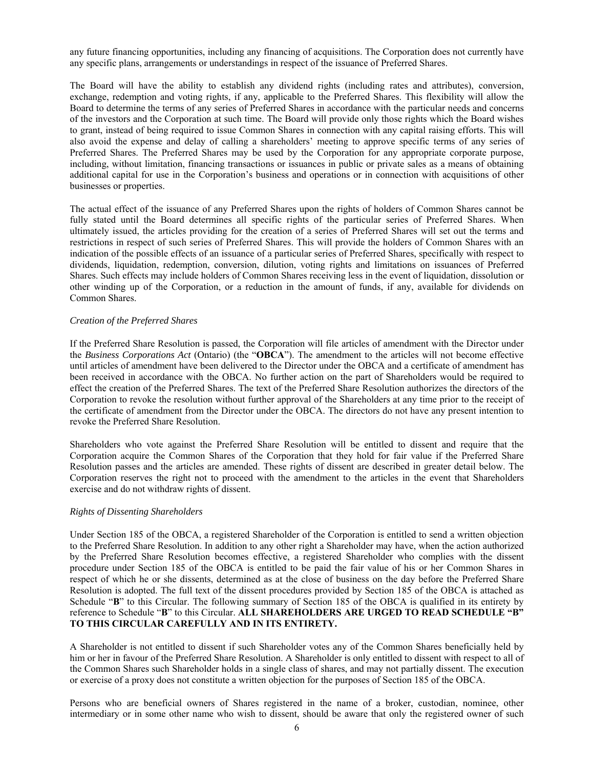any future financing opportunities, including any financing of acquisitions. The Corporation does not currently have any specific plans, arrangements or understandings in respect of the issuance of Preferred Shares.

The Board will have the ability to establish any dividend rights (including rates and attributes), conversion, exchange, redemption and voting rights, if any, applicable to the Preferred Shares. This flexibility will allow the Board to determine the terms of any series of Preferred Shares in accordance with the particular needs and concerns of the investors and the Corporation at such time. The Board will provide only those rights which the Board wishes to grant, instead of being required to issue Common Shares in connection with any capital raising efforts. This will also avoid the expense and delay of calling a shareholders' meeting to approve specific terms of any series of Preferred Shares. The Preferred Shares may be used by the Corporation for any appropriate corporate purpose, including, without limitation, financing transactions or issuances in public or private sales as a means of obtaining additional capital for use in the Corporation's business and operations or in connection with acquisitions of other businesses or properties.

The actual effect of the issuance of any Preferred Shares upon the rights of holders of Common Shares cannot be fully stated until the Board determines all specific rights of the particular series of Preferred Shares. When ultimately issued, the articles providing for the creation of a series of Preferred Shares will set out the terms and restrictions in respect of such series of Preferred Shares. This will provide the holders of Common Shares with an indication of the possible effects of an issuance of a particular series of Preferred Shares, specifically with respect to dividends, liquidation, redemption, conversion, dilution, voting rights and limitations on issuances of Preferred Shares. Such effects may include holders of Common Shares receiving less in the event of liquidation, dissolution or other winding up of the Corporation, or a reduction in the amount of funds, if any, available for dividends on Common Shares.

*Creation of the Preferred Shares*

If the Preferred Share Resolution is passed, the Corporation will file articles of amendment with the Director under the *Business Corporations Act* (Ontario) (the "**OBCA**"). The amendment to the articles will not become effective until articles of amendment have been delivered to the Director under the OBCA and a certificate of amendment has been received in accordance with the OBCA. No further action on the part of Shareholders would be required to effect the creation of the Preferred Shares. The text of the Preferred Share Resolution authorizes the directors of the Corporation to revoke the resolution without further approval of the Shareholders at any time prior to the receipt of the certificate of amendment from the Director under the OBCA. The directors do not have any present intention to revoke the Preferred Share Resolution.

Shareholders who vote against the Preferred Share Resolution will be entitled to dissent and require that the Corporation acquire the Common Shares of the Corporation that they hold for fair value if the Preferred Share Resolution passes and the articles are amended. These rights of dissent are described in greater detail below. The Corporation reserves the right not to proceed with the amendment to the articles in the event that Shareholders exercise and do not withdraw rights of dissent.

*Rights of Dissenting Shareholders*

Under Section 185 of the OBCA, a registered Shareholder of the Corporation is entitled to send a written objection to the Preferred Share Resolution. In addition to any other right a Shareholder may have, when the action authorized by the Preferred Share Resolution becomes effective, a registered Shareholder who complies with the dissent procedure under Section 185 of the OBCA is entitled to be paid the fair value of his or her Common Shares in respect of which he or she dissents, determined as at the close of business on the day before the Preferred Share Resolution is adopted. The full text of the dissent procedures provided by Section 185 of the OBCA is attached as Schedule "**B**" to this Circular. The following summary of Section 185 of the OBCA is qualified in its entirety by reference to Schedule "**B**" to this Circular. **ALL SHAREHOLDERS ARE URGED TO READ SCHEDULE "B" TO THIS CIRCULAR CAREFULLY AND IN ITS ENTIRETY.**

A Shareholder is not entitled to dissent if such Shareholder votes any of the Common Shares beneficially held by him or her in favour of the Preferred Share Resolution. A Shareholder is only entitled to dissent with respect to all of the Common Shares such Shareholder holds in a single class of shares, and may not partially dissent. The execution or exercise of a proxy does not constitute a written objection for the purposes of Section 185 of the OBCA.

Persons who are beneficial owners of Shares registered in the name of a broker, custodian, nominee, other intermediary or in some other name who wish to dissent, should be aware that only the registered owner of such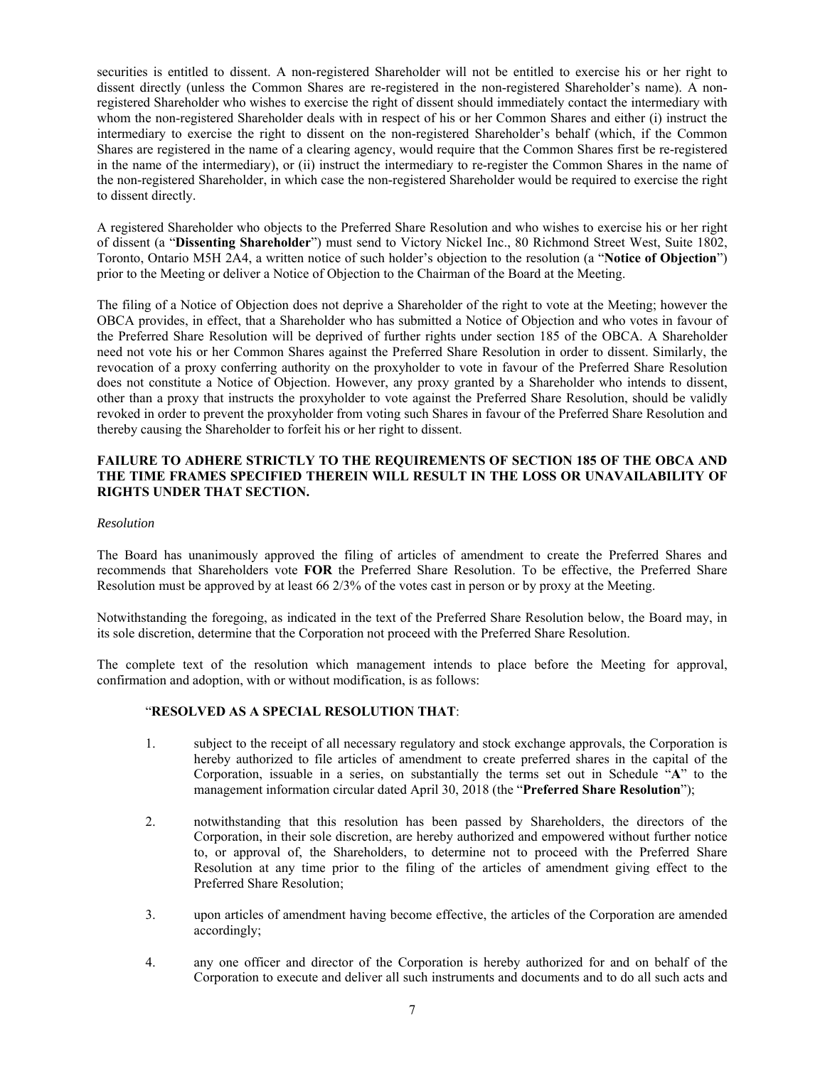securities is entitled to dissent. A non-registered Shareholder will not be entitled to exercise his or her right to dissent directly (unless the Common Shares are re-registered in the non-registered Shareholder's name). A non-registered Shareholder who wishes to exercise the right of dissent should immediately contact the intermediary with whom the non-registered Shareholder deals with in respect of his or her Common Shares and either (i) instruct the intermediary to exercise the right to dissent on the non-registered Shareholder's behalf (which, if the Common Shares are registered in the name of a clearing agency, would require that the Common Shares first be re-registered in the name of the intermediary), or (ii) instruct the intermediary to re-register the Common Shares in the name of the non-registered Shareholder, in which case the non-registered Shareholder would be required to exercise the right to dissent directly.

A registered Shareholder who objects to the Preferred Share Resolution and who wishes to exercise his or her right of dissent (a "**Dissenting Shareholder**") must send to Victory Nickel Inc., 80 Richmond Street West, Suite 1802, Toronto, Ontario M5H 2A4, a written notice of such holder's objection to the resolution (a "**Notice of Objection**") prior to the Meeting or deliver a Notice of Objection to the Chairman of the Board at the Meeting.

The filing of a Notice of Objection does not deprive a Shareholder of the right to vote at the Meeting; however the OBCA provides, in effect, that a Shareholder who has submitted a Notice of Objection and who votes in favour of the Preferred Share Resolution will be deprived of further rights under section 185 of the OBCA. A Shareholder need not vote his or her Common Shares against the Preferred Share Resolution in order to dissent. Similarly, the revocation of a proxy conferring authority on the proxyholder to vote in favour of the Preferred Share Resolution does not constitute a Notice of Objection. However, any proxy granted by a Shareholder who intends to dissent, other than a proxy that instructs the proxyholder to vote against the Preferred Share Resolution, should be validly revoked in order to prevent the proxyholder from voting such Shares in favour of the Preferred Share Resolution and thereby causing the Shareholder to forfeit his or her right to dissent.

**FAILURE TO ADHERE STRICTLY TO THE REQUIREMENTS OF SECTION 185 OF THE OBCA AND THE TIME FRAMES SPECIFIED THEREIN WILL RESULT IN THE LOSS OR UNAVAILABILITY OF RIGHTS UNDER THAT SECTION.**

*Resolution*

The Board has unanimously approved the filing of articles of amendment to create the Preferred Shares and recommends that Shareholders vote **FOR** the Preferred Share Resolution. To be effective, the Preferred Share Resolution must be approved by at least 66 2/3% of the votes cast in person or by proxy at the Meeting.

Notwithstanding the foregoing, as indicated in the text of the Preferred Share Resolution below, the Board may, in its sole discretion, determine that the Corporation not proceed with the Preferred Share Resolution.

The complete text of the resolution which management intends to place before the Meeting for approval, confirmation and adoption, with or without modification, is as follows:

"**RESOLVED AS A SPECIAL RESOLUTION THAT**:

1. subject to the receipt of all necessary regulatory and stock exchange approvals, the Corporation is hereby authorized to file articles of amendment to create preferred shares in the capital of the Corporation, issuable in a series, on substantially the terms set out in Schedule "**A**" to the management information circular dated April 30, 2018 (the "**Preferred Share Resolution**");
2. notwithstanding that this resolution has been passed by Shareholders, the directors of the Corporation, in their sole discretion, are hereby authorized and empowered without further notice to, or approval of, the Shareholders, to determine not to proceed with the Preferred Share Resolution at any time prior to the filing of the articles of amendment giving effect to the Preferred Share Resolution;
3. upon articles of amendment having become effective, the articles of the Corporation are amended accordingly;
4. any one officer and director of the Corporation is hereby authorized for and on behalf of the Corporation to execute and deliver all such instruments and documents and to do all such acts and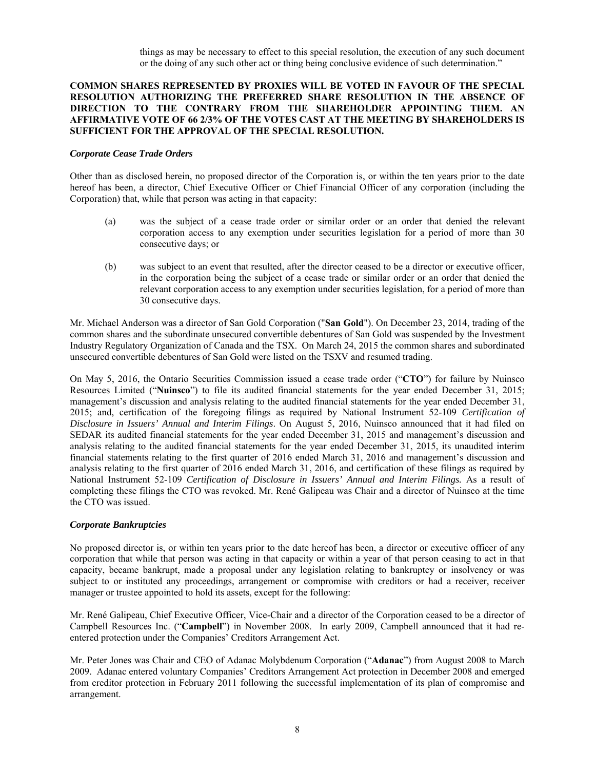things as may be necessary to effect to this special resolution, the execution of any such document or the doing of any such other act or thing being conclusive evidence of such determination."

**COMMON SHARES REPRESENTED BY PROXIES WILL BE VOTED IN FAVOUR OF THE SPECIAL RESOLUTION AUTHORIZING THE PREFERRED SHARE RESOLUTION IN THE ABSENCE OF DIRECTION TO THE CONTRARY FROM THE SHAREHOLDER APPOINTING THEM. AN AFFIRMATIVE VOTE OF 66 2/3% OF THE VOTES CAST AT THE MEETING BY SHAREHOLDERS IS SUFFICIENT FOR THE APPROVAL OF THE SPECIAL RESOLUTION.**

***Corporate Cease Trade Orders***

Other than as disclosed herein, no proposed director of the Corporation is, or within the ten years prior to the date hereof has been, a director, Chief Executive Officer or Chief Financial Officer of any corporation (including the Corporation) that, while that person was acting in that capacity:

(a) was the subject of a cease trade order or similar order or an order that denied the relevant corporation access to any exemption under securities legislation for a period of more than 30 consecutive days; or

(b) was subject to an event that resulted, after the director ceased to be a director or executive officer, in the corporation being the subject of a cease trade or similar order or an order that denied the relevant corporation access to any exemption under securities legislation, for a period of more than 30 consecutive days.

Mr. Michael Anderson was a director of San Gold Corporation ("**San Gold**"). On December 23, 2014, trading of the common shares and the subordinate unsecured convertible debentures of San Gold was suspended by the Investment Industry Regulatory Organization of Canada and the TSX. On March 24, 2015 the common shares and subordinated unsecured convertible debentures of San Gold were listed on the TSXV and resumed trading.

On May 5, 2016, the Ontario Securities Commission issued a cease trade order ("**CTO**") for failure by Nuinsco Resources Limited ("**Nuinsco**") to file its audited financial statements for the year ended December 31, 2015; management's discussion and analysis relating to the audited financial statements for the year ended December 31, 2015; and, certification of the foregoing filings as required by National Instrument 52-109 *Certification of Disclosure in Issuers' Annual and Interim Filings*. On August 5, 2016, Nuinsco announced that it had filed on SEDAR its audited financial statements for the year ended December 31, 2015 and management's discussion and analysis relating to the audited financial statements for the year ended December 31, 2015, its unaudited interim financial statements relating to the first quarter of 2016 ended March 31, 2016 and management's discussion and analysis relating to the first quarter of 2016 ended March 31, 2016, and certification of these filings as required by National Instrument 52-109 *Certification of Disclosure in Issuers' Annual and Interim Filings.* As a result of completing these filings the CTO was revoked. Mr. René Galipeau was Chair and a director of Nuinsco at the time the CTO was issued.

***Corporate Bankruptcies***

No proposed director is, or within ten years prior to the date hereof has been, a director or executive officer of any corporation that while that person was acting in that capacity or within a year of that person ceasing to act in that capacity, became bankrupt, made a proposal under any legislation relating to bankruptcy or insolvency or was subject to or instituted any proceedings, arrangement or compromise with creditors or had a receiver, receiver manager or trustee appointed to hold its assets, except for the following:

Mr. René Galipeau, Chief Executive Officer, Vice-Chair and a director of the Corporation ceased to be a director of Campbell Resources Inc. ("**Campbell**") in November 2008. In early 2009, Campbell announced that it had re-entered protection under the Companies' Creditors Arrangement Act.

Mr. Peter Jones was Chair and CEO of Adanac Molybdenum Corporation ("**Adanac**") from August 2008 to March 2009. Adanac entered voluntary Companies' Creditors Arrangement Act protection in December 2008 and emerged from creditor protection in February 2011 following the successful implementation of its plan of compromise and arrangement.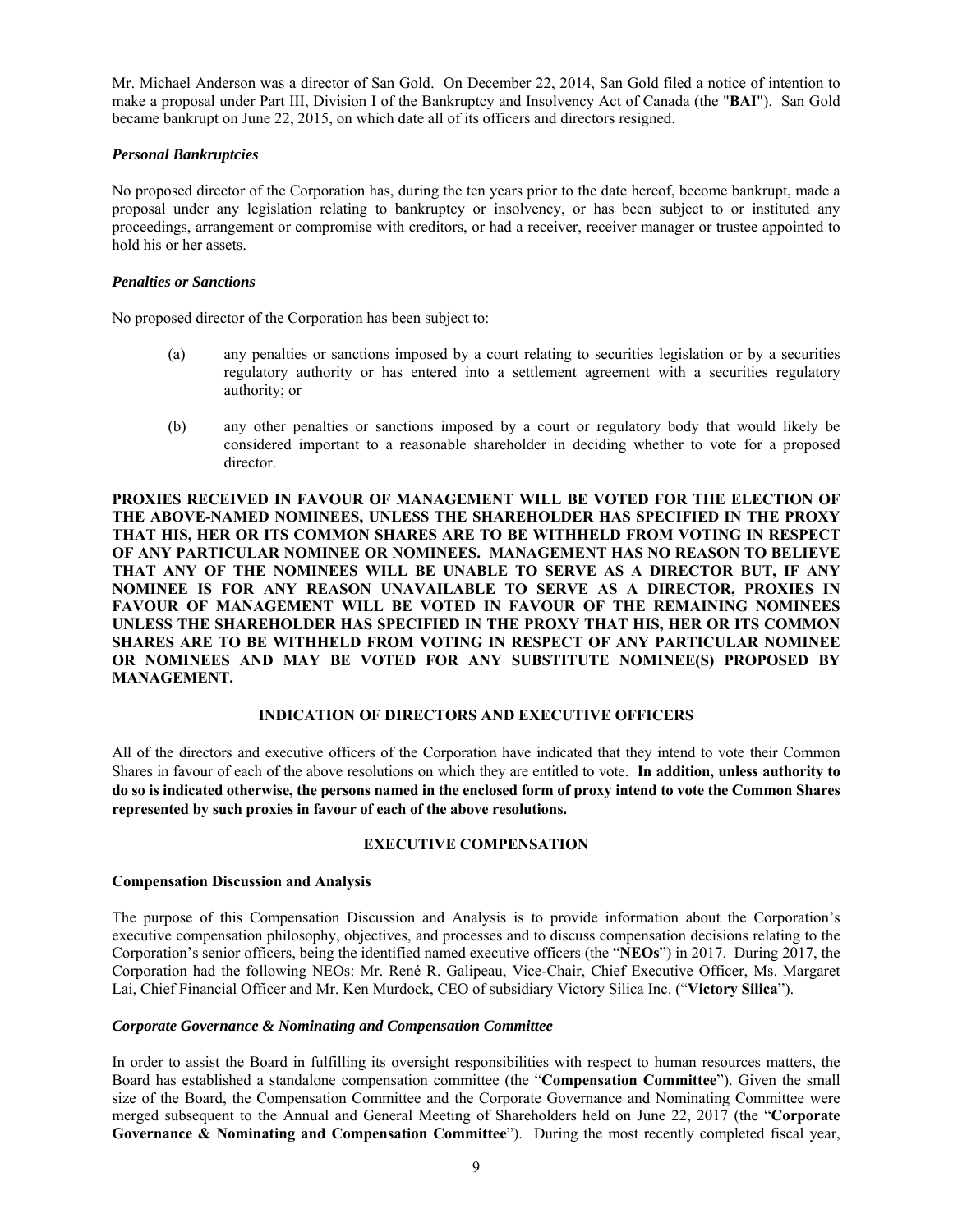Mr. Michael Anderson was a director of San Gold. On December 22, 2014, San Gold filed a notice of intention to make a proposal under Part III, Division I of the Bankruptcy and Insolvency Act of Canada (the "**BAI**"). San Gold became bankrupt on June 22, 2015, on which date all of its officers and directors resigned.

***Personal Bankruptcies***

No proposed director of the Corporation has, during the ten years prior to the date hereof, become bankrupt, made a proposal under any legislation relating to bankruptcy or insolvency, or has been subject to or instituted any proceedings, arrangement or compromise with creditors, or had a receiver, receiver manager or trustee appointed to hold his or her assets.

***Penalties or Sanctions***

No proposed director of the Corporation has been subject to:

(a) any penalties or sanctions imposed by a court relating to securities legislation or by a securities regulatory authority or has entered into a settlement agreement with a securities regulatory authority; or

(b) any other penalties or sanctions imposed by a court or regulatory body that would likely be considered important to a reasonable shareholder in deciding whether to vote for a proposed director.

**PROXIES RECEIVED IN FAVOUR OF MANAGEMENT WILL BE VOTED FOR THE ELECTION OF THE ABOVE-NAMED NOMINEES, UNLESS THE SHAREHOLDER HAS SPECIFIED IN THE PROXY THAT HIS, HER OR ITS COMMON SHARES ARE TO BE WITHHELD FROM VOTING IN RESPECT OF ANY PARTICULAR NOMINEE OR NOMINEES. MANAGEMENT HAS NO REASON TO BELIEVE THAT ANY OF THE NOMINEES WILL BE UNABLE TO SERVE AS A DIRECTOR BUT, IF ANY NOMINEE IS FOR ANY REASON UNAVAILABLE TO SERVE AS A DIRECTOR, PROXIES IN FAVOUR OF MANAGEMENT WILL BE VOTED IN FAVOUR OF THE REMAINING NOMINEES UNLESS THE SHAREHOLDER HAS SPECIFIED IN THE PROXY THAT HIS, HER OR ITS COMMON SHARES ARE TO BE WITHHELD FROM VOTING IN RESPECT OF ANY PARTICULAR NOMINEE OR NOMINEES AND MAY BE VOTED FOR ANY SUBSTITUTE NOMINEE(S) PROPOSED BY MANAGEMENT.**

## INDICATION OF DIRECTORS AND EXECUTIVE OFFICERS

All of the directors and executive officers of the Corporation have indicated that they intend to vote their Common Shares in favour of each of the above resolutions on which they are entitled to vote. **In addition, unless authority to do so is indicated otherwise, the persons named in the enclosed form of proxy intend to vote the Common Shares represented by such proxies in favour of each of the above resolutions.**

## EXECUTIVE COMPENSATION

### Compensation Discussion and Analysis

The purpose of this Compensation Discussion and Analysis is to provide information about the Corporation's executive compensation philosophy, objectives, and processes and to discuss compensation decisions relating to the Corporation's senior officers, being the identified named executive officers (the "**NEOs**") in 2017. During 2017, the Corporation had the following NEOs: Mr. René R. Galipeau, Vice-Chair, Chief Executive Officer, Ms. Margaret Lai, Chief Financial Officer and Mr. Ken Murdock, CEO of subsidiary Victory Silica Inc. ("**Victory Silica**").

***Corporate Governance & Nominating and Compensation Committee***

In order to assist the Board in fulfilling its oversight responsibilities with respect to human resources matters, the Board has established a standalone compensation committee (the "**Compensation Committee**"). Given the small size of the Board, the Compensation Committee and the Corporate Governance and Nominating Committee were merged subsequent to the Annual and General Meeting of Shareholders held on June 22, 2017 (the "**Corporate Governance & Nominating and Compensation Committee**"). During the most recently completed fiscal year,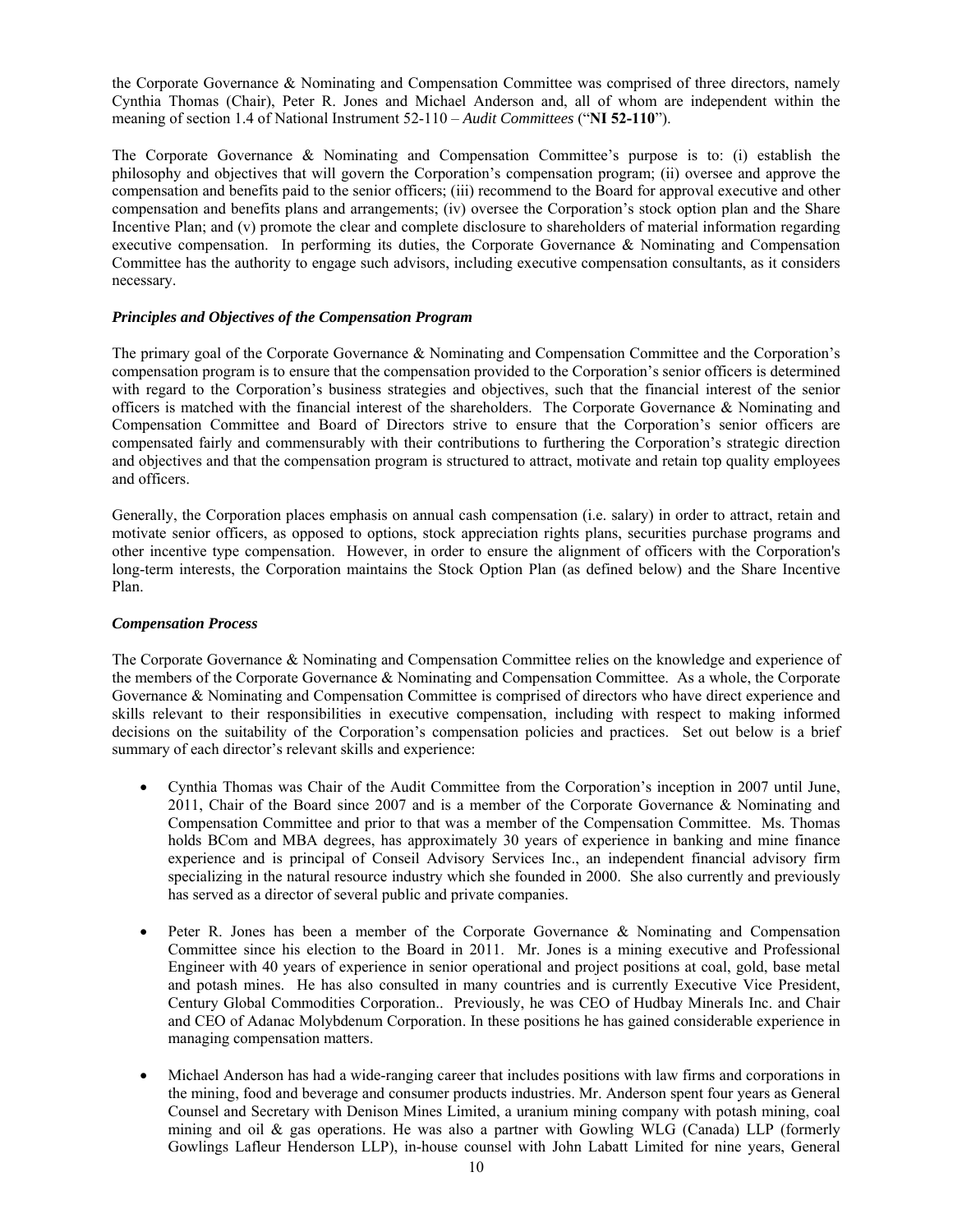the Corporate Governance & Nominating and Compensation Committee was comprised of three directors, namely Cynthia Thomas (Chair), Peter R. Jones and Michael Anderson and, all of whom are independent within the meaning of section 1.4 of National Instrument 52-110 – *Audit Committees* ("**NI 52-110**").

The Corporate Governance & Nominating and Compensation Committee's purpose is to: (i) establish the philosophy and objectives that will govern the Corporation's compensation program; (ii) oversee and approve the compensation and benefits paid to the senior officers; (iii) recommend to the Board for approval executive and other compensation and benefits plans and arrangements; (iv) oversee the Corporation's stock option plan and the Share Incentive Plan; and (v) promote the clear and complete disclosure to shareholders of material information regarding executive compensation. In performing its duties, the Corporate Governance & Nominating and Compensation Committee has the authority to engage such advisors, including executive compensation consultants, as it considers necessary.

***Principles and Objectives of the Compensation Program***

The primary goal of the Corporate Governance & Nominating and Compensation Committee and the Corporation's compensation program is to ensure that the compensation provided to the Corporation's senior officers is determined with regard to the Corporation's business strategies and objectives, such that the financial interest of the senior officers is matched with the financial interest of the shareholders. The Corporate Governance & Nominating and Compensation Committee and Board of Directors strive to ensure that the Corporation's senior officers are compensated fairly and commensurably with their contributions to furthering the Corporation's strategic direction and objectives and that the compensation program is structured to attract, motivate and retain top quality employees and officers.

Generally, the Corporation places emphasis on annual cash compensation (i.e. salary) in order to attract, retain and motivate senior officers, as opposed to options, stock appreciation rights plans, securities purchase programs and other incentive type compensation. However, in order to ensure the alignment of officers with the Corporation's long-term interests, the Corporation maintains the Stock Option Plan (as defined below) and the Share Incentive Plan.

***Compensation Process***

The Corporate Governance & Nominating and Compensation Committee relies on the knowledge and experience of the members of the Corporate Governance & Nominating and Compensation Committee. As a whole, the Corporate Governance & Nominating and Compensation Committee is comprised of directors who have direct experience and skills relevant to their responsibilities in executive compensation, including with respect to making informed decisions on the suitability of the Corporation's compensation policies and practices. Set out below is a brief summary of each director's relevant skills and experience:

- Cynthia Thomas was Chair of the Audit Committee from the Corporation's inception in 2007 until June, 2011, Chair of the Board since 2007 and is a member of the Corporate Governance & Nominating and Compensation Committee and prior to that was a member of the Compensation Committee. Ms. Thomas holds BCom and MBA degrees, has approximately 30 years of experience in banking and mine finance experience and is principal of Conseil Advisory Services Inc., an independent financial advisory firm specializing in the natural resource industry which she founded in 2000. She also currently and previously has served as a director of several public and private companies.

- Peter R. Jones has been a member of the Corporate Governance & Nominating and Compensation Committee since his election to the Board in 2011. Mr. Jones is a mining executive and Professional Engineer with 40 years of experience in senior operational and project positions at coal, gold, base metal and potash mines. He has also consulted in many countries and is currently Executive Vice President, Century Global Commodities Corporation.. Previously, he was CEO of Hudbay Minerals Inc. and Chair and CEO of Adanac Molybdenum Corporation. In these positions he has gained considerable experience in managing compensation matters.

- Michael Anderson has had a wide-ranging career that includes positions with law firms and corporations in the mining, food and beverage and consumer products industries. Mr. Anderson spent four years as General Counsel and Secretary with Denison Mines Limited, a uranium mining company with potash mining, coal mining and oil & gas operations. He was also a partner with Gowling WLG (Canada) LLP (formerly Gowlings Lafleur Henderson LLP), in-house counsel with John Labatt Limited for nine years, General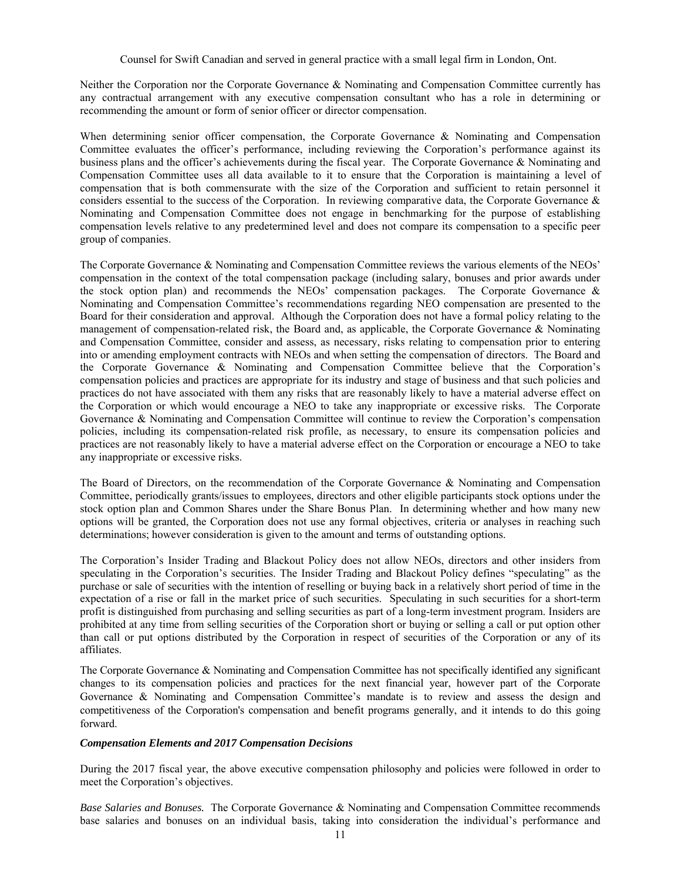Counsel for Swift Canadian and served in general practice with a small legal firm in London, Ont.

Neither the Corporation nor the Corporate Governance & Nominating and Compensation Committee currently has any contractual arrangement with any executive compensation consultant who has a role in determining or recommending the amount or form of senior officer or director compensation.

When determining senior officer compensation, the Corporate Governance & Nominating and Compensation Committee evaluates the officer's performance, including reviewing the Corporation's performance against its business plans and the officer's achievements during the fiscal year. The Corporate Governance & Nominating and Compensation Committee uses all data available to it to ensure that the Corporation is maintaining a level of compensation that is both commensurate with the size of the Corporation and sufficient to retain personnel it considers essential to the success of the Corporation. In reviewing comparative data, the Corporate Governance & Nominating and Compensation Committee does not engage in benchmarking for the purpose of establishing compensation levels relative to any predetermined level and does not compare its compensation to a specific peer group of companies.

The Corporate Governance & Nominating and Compensation Committee reviews the various elements of the NEOs' compensation in the context of the total compensation package (including salary, bonuses and prior awards under the stock option plan) and recommends the NEOs' compensation packages. The Corporate Governance & Nominating and Compensation Committee's recommendations regarding NEO compensation are presented to the Board for their consideration and approval. Although the Corporation does not have a formal policy relating to the management of compensation-related risk, the Board and, as applicable, the Corporate Governance & Nominating and Compensation Committee, consider and assess, as necessary, risks relating to compensation prior to entering into or amending employment contracts with NEOs and when setting the compensation of directors. The Board and the Corporate Governance & Nominating and Compensation Committee believe that the Corporation's compensation policies and practices are appropriate for its industry and stage of business and that such policies and practices do not have associated with them any risks that are reasonably likely to have a material adverse effect on the Corporation or which would encourage a NEO to take any inappropriate or excessive risks. The Corporate Governance & Nominating and Compensation Committee will continue to review the Corporation's compensation policies, including its compensation-related risk profile, as necessary, to ensure its compensation policies and practices are not reasonably likely to have a material adverse effect on the Corporation or encourage a NEO to take any inappropriate or excessive risks.

The Board of Directors, on the recommendation of the Corporate Governance & Nominating and Compensation Committee, periodically grants/issues to employees, directors and other eligible participants stock options under the stock option plan and Common Shares under the Share Bonus Plan. In determining whether and how many new options will be granted, the Corporation does not use any formal objectives, criteria or analyses in reaching such determinations; however consideration is given to the amount and terms of outstanding options.

The Corporation's Insider Trading and Blackout Policy does not allow NEOs, directors and other insiders from speculating in the Corporation's securities. The Insider Trading and Blackout Policy defines "speculating" as the purchase or sale of securities with the intention of reselling or buying back in a relatively short period of time in the expectation of a rise or fall in the market price of such securities. Speculating in such securities for a short-term profit is distinguished from purchasing and selling securities as part of a long-term investment program. Insiders are prohibited at any time from selling securities of the Corporation short or buying or selling a call or put option other than call or put options distributed by the Corporation in respect of securities of the Corporation or any of its affiliates.

The Corporate Governance & Nominating and Compensation Committee has not specifically identified any significant changes to its compensation policies and practices for the next financial year, however part of the Corporate Governance & Nominating and Compensation Committee's mandate is to review and assess the design and competitiveness of the Corporation's compensation and benefit programs generally, and it intends to do this going forward.

***Compensation Elements and 2017 Compensation Decisions***

During the 2017 fiscal year, the above executive compensation philosophy and policies were followed in order to meet the Corporation's objectives.

*Base Salaries and Bonuses.* The Corporate Governance & Nominating and Compensation Committee recommends base salaries and bonuses on an individual basis, taking into consideration the individual's performance and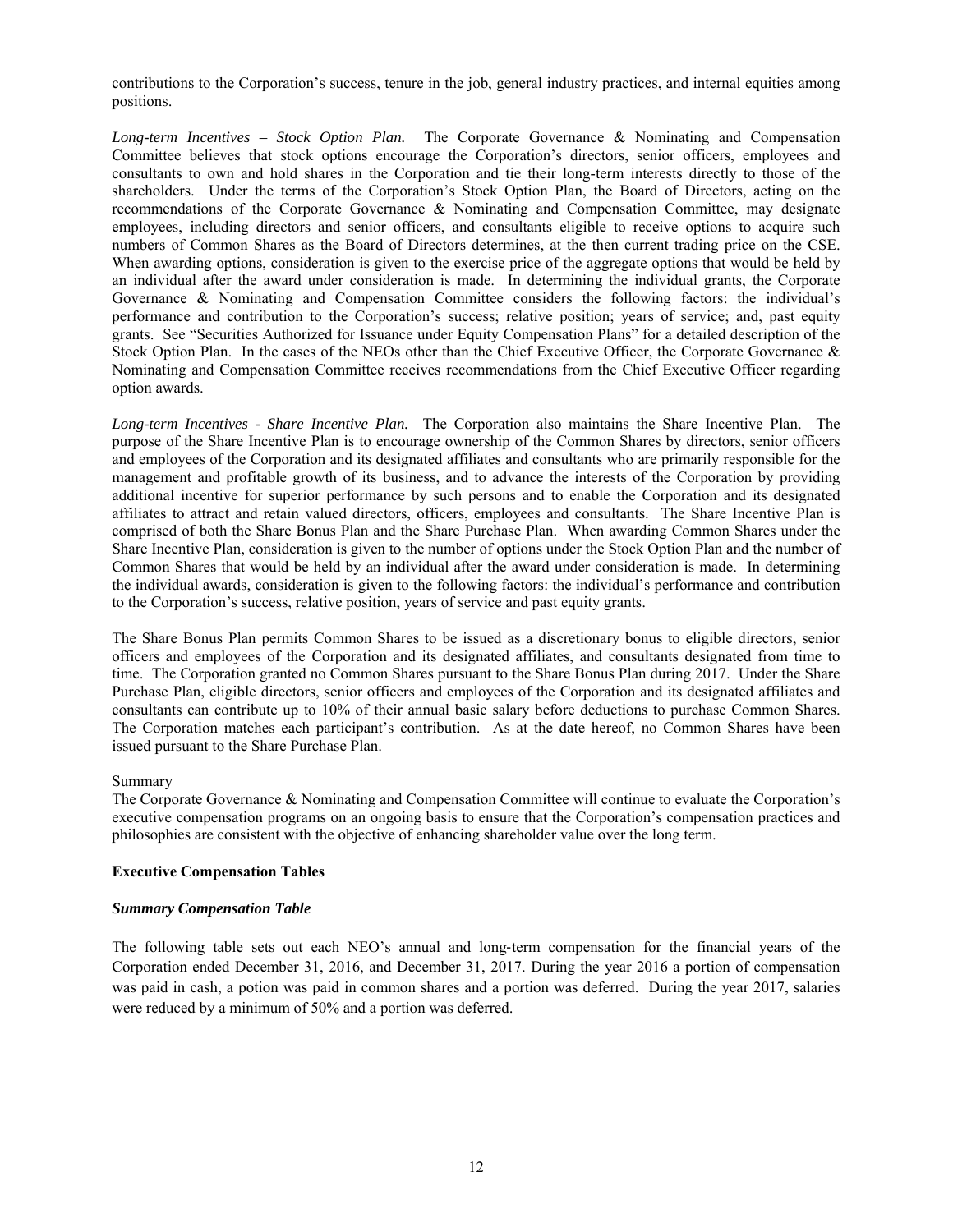contributions to the Corporation's success, tenure in the job, general industry practices, and internal equities among positions.

*Long-term Incentives – Stock Option Plan.* The Corporate Governance & Nominating and Compensation Committee believes that stock options encourage the Corporation's directors, senior officers, employees and consultants to own and hold shares in the Corporation and tie their long-term interests directly to those of the shareholders. Under the terms of the Corporation's Stock Option Plan, the Board of Directors, acting on the recommendations of the Corporate Governance & Nominating and Compensation Committee, may designate employees, including directors and senior officers, and consultants eligible to receive options to acquire such numbers of Common Shares as the Board of Directors determines, at the then current trading price on the CSE. When awarding options, consideration is given to the exercise price of the aggregate options that would be held by an individual after the award under consideration is made. In determining the individual grants, the Corporate Governance & Nominating and Compensation Committee considers the following factors: the individual's performance and contribution to the Corporation's success; relative position; years of service; and, past equity grants. See "Securities Authorized for Issuance under Equity Compensation Plans" for a detailed description of the Stock Option Plan. In the cases of the NEOs other than the Chief Executive Officer, the Corporate Governance & Nominating and Compensation Committee receives recommendations from the Chief Executive Officer regarding option awards.

*Long-term Incentives - Share Incentive Plan.* The Corporation also maintains the Share Incentive Plan. The purpose of the Share Incentive Plan is to encourage ownership of the Common Shares by directors, senior officers and employees of the Corporation and its designated affiliates and consultants who are primarily responsible for the management and profitable growth of its business, and to advance the interests of the Corporation by providing additional incentive for superior performance by such persons and to enable the Corporation and its designated affiliates to attract and retain valued directors, officers, employees and consultants. The Share Incentive Plan is comprised of both the Share Bonus Plan and the Share Purchase Plan. When awarding Common Shares under the Share Incentive Plan, consideration is given to the number of options under the Stock Option Plan and the number of Common Shares that would be held by an individual after the award under consideration is made. In determining the individual awards, consideration is given to the following factors: the individual's performance and contribution to the Corporation's success, relative position, years of service and past equity grants.

The Share Bonus Plan permits Common Shares to be issued as a discretionary bonus to eligible directors, senior officers and employees of the Corporation and its designated affiliates, and consultants designated from time to time. The Corporation granted no Common Shares pursuant to the Share Bonus Plan during 2017. Under the Share Purchase Plan, eligible directors, senior officers and employees of the Corporation and its designated affiliates and consultants can contribute up to 10% of their annual basic salary before deductions to purchase Common Shares. The Corporation matches each participant's contribution. As at the date hereof, no Common Shares have been issued pursuant to the Share Purchase Plan.

Summary

The Corporate Governance & Nominating and Compensation Committee will continue to evaluate the Corporation's executive compensation programs on an ongoing basis to ensure that the Corporation's compensation practices and philosophies are consistent with the objective of enhancing shareholder value over the long term.

**Executive Compensation Tables**

***Summary Compensation Table***

The following table sets out each NEO's annual and long-term compensation for the financial years of the Corporation ended December 31, 2016, and December 31, 2017. During the year 2016 a portion of compensation was paid in cash, a potion was paid in common shares and a portion was deferred. During the year 2017, salaries were reduced by a minimum of 50% and a portion was deferred.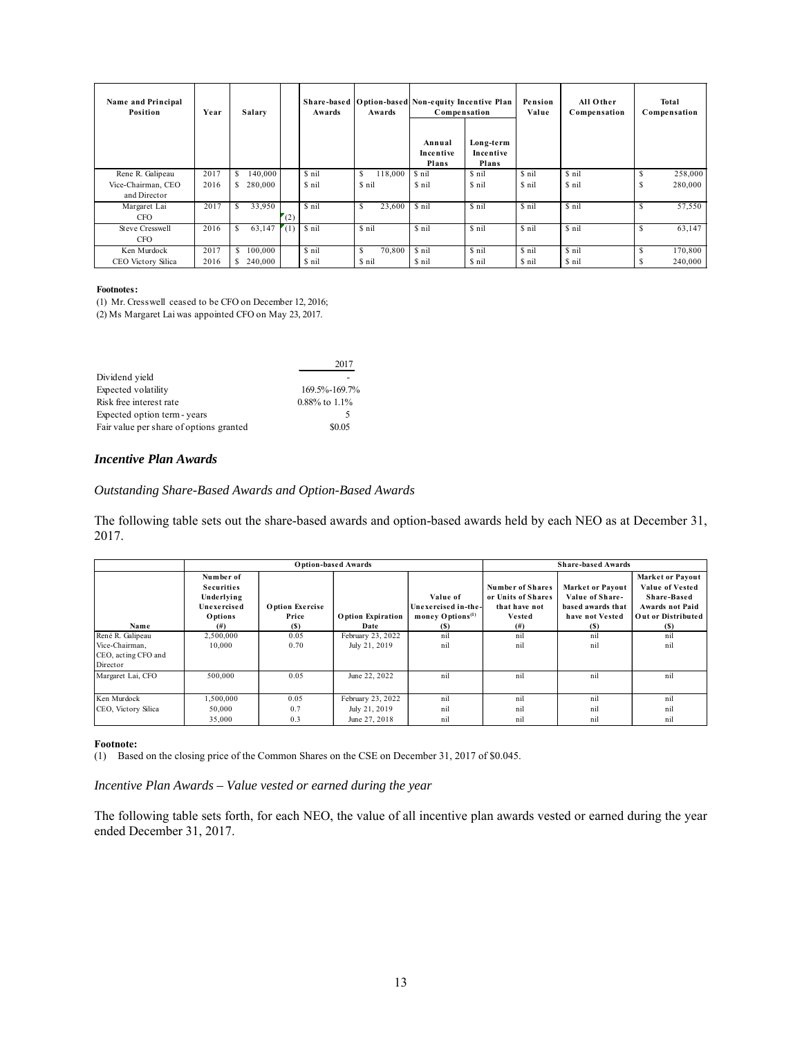| Name and Principal Position | Year | Salary | Share-based Awards | Option-based Awards | Non-equity Incentive Plan Compensation | | Pension Value | All Other Compensation | Total Compensation |
|---|---|---|---|---|---|---|---|---|---|
| | | | | | Annual Incentive Plans | Long-term Incentive Plans | | | |
| Rene R. Galipeau | 2017 | $ 140,000 | $ nil | $ 118,000 | $ nil | $ nil | $ nil | $ nil | $ 258,000 |
| Vice-Chairman, CEO and Director | 2016 | $ 280,000 | $ nil | $ nil | $ nil | $ nil | $ nil | $ nil | $ 280,000 |
| Margaret Lai CFO | 2017 | $ 33,950 (2) | $ nil | $ 23,600 | $ nil | $ nil | $ nil | $ nil | $ 57,550 |
| Steve Cresswell CFO | 2016 | $ 63,147 (1) | $ nil | $ nil | $ nil | $ nil | $ nil | $ nil | $ 63,147 |
| Ken Murdock | 2017 | $ 100,000 | $ nil | $ 70,800 | $ nil | $ nil | $ nil | $ nil | $ 170,800 |
| CEO Victory Silica | 2016 | $ 240,000 | $ nil | $ nil | $ nil | $ nil | $ nil | $ nil | $ 240,000 |

**Footnotes:**

(1) Mr. Cresswell ceased to be CFO on December 12, 2016;

(2) Ms Margaret Lai was appointed CFO on May 23, 2017.

| | 2017 |
|---|---|
| Dividend yield | - |
| Expected volatility | 169.5%-169.7% |
| Risk free interest rate | 0.88% to 1.1% |
| Expected option term - years | 5 |
| Fair value per share of options granted | $0.05 |

### *Incentive Plan Awards*

*Outstanding Share-Based Awards and Option-Based Awards*

The following table sets out the share-based awards and option-based awards held by each NEO as at December 31, 2017.

| | Option-based Awards | | | | Share-based Awards | | |
|---|---|---|---|---|---|---|---|
| Name | Number of Securities Underlying Unexercised Options (#) | Option Exercise Price ($) | Option Expiration Date | Value of Unexercised in-the-money Options[(1)] ($) | Number of Shares or Units of Shares that have not Vested (#) | Market or Payout Value of Share-based awards that have not Vested ($) | Market or Payout Value of Vested Share-Based Awards not Paid Out or Distributed ($) |
| René R. Galipeau | 2,500,000 | 0.05 | February 23, 2022 | nil | nil | nil | nil |
| Vice-Chairman, CEO, acting CFO and Director | 10,000 | 0.70 | July 21, 2019 | nil | nil | nil | nil |
| Margaret Lai, CFO | 500,000 | 0.05 | June 22, 2022 | nil | nil | nil | nil |
| Ken Murdock | 1,500,000 | 0.05 | February 23, 2022 | nil | nil | nil | nil |
| CEO, Victory Silica | 50,000 | 0.7 | July 21, 2019 | nil | nil | nil | nil |
| | 35,000 | 0.3 | June 27, 2018 | nil | nil | nil | nil |

**Footnote:**

(1) Based on the closing price of the Common Shares on the CSE on December 31, 2017 of $0.045.

*Incentive Plan Awards – Value vested or earned during the year*

The following table sets forth, for each NEO, the value of all incentive plan awards vested or earned during the year ended December 31, 2017.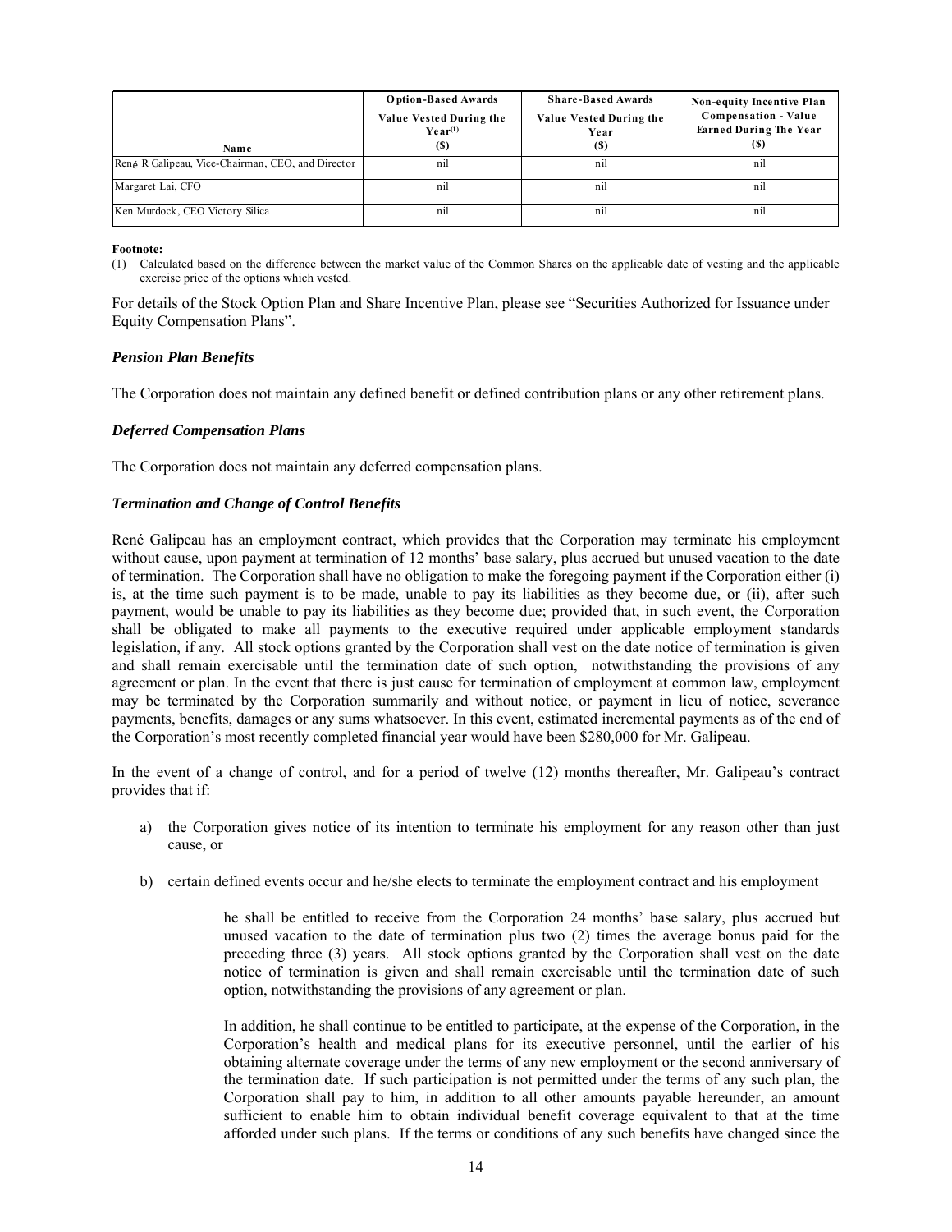| Name | Option-Based Awards<br>Value Vested During the Year[(1)]<br>($) | Share-Based Awards<br>Value Vested During the Year<br>($) | Non-equity Incentive Plan Compensation - Value Earned During The Year<br>($) |
|---|---|---|---|
| René R Galipeau, Vice-Chairman, CEO, and Director | nil | nil | nil |
| Margaret Lai, CFO | nil | nil | nil |
| Ken Murdock, CEO Victory Silica | nil | nil | nil |

**Footnote:**

(1) Calculated based on the difference between the market value of the Common Shares on the applicable date of vesting and the applicable exercise price of the options which vested.

For details of the Stock Option Plan and Share Incentive Plan, please see "Securities Authorized for Issuance under Equity Compensation Plans".

### *Pension Plan Benefits*

The Corporation does not maintain any defined benefit or defined contribution plans or any other retirement plans.

### *Deferred Compensation Plans*

The Corporation does not maintain any deferred compensation plans.

### *Termination and Change of Control Benefits*

René Galipeau has an employment contract, which provides that the Corporation may terminate his employment without cause, upon payment at termination of 12 months' base salary, plus accrued but unused vacation to the date of termination. The Corporation shall have no obligation to make the foregoing payment if the Corporation either (i) is, at the time such payment is to be made, unable to pay its liabilities as they become due, or (ii), after such payment, would be unable to pay its liabilities as they become due; provided that, in such event, the Corporation shall be obligated to make all payments to the executive required under applicable employment standards legislation, if any. All stock options granted by the Corporation shall vest on the date notice of termination is given and shall remain exercisable until the termination date of such option, notwithstanding the provisions of any agreement or plan. In the event that there is just cause for termination of employment at common law, employment may be terminated by the Corporation summarily and without notice, or payment in lieu of notice, severance payments, benefits, damages or any sums whatsoever. In this event, estimated incremental payments as of the end of the Corporation's most recently completed financial year would have been $280,000 for Mr. Galipeau.

In the event of a change of control, and for a period of twelve (12) months thereafter, Mr. Galipeau's contract provides that if:

a) the Corporation gives notice of its intention to terminate his employment for any reason other than just cause, or

b) certain defined events occur and he/she elects to terminate the employment contract and his employment

> he shall be entitled to receive from the Corporation 24 months' base salary, plus accrued but unused vacation to the date of termination plus two (2) times the average bonus paid for the preceding three (3) years. All stock options granted by the Corporation shall vest on the date notice of termination is given and shall remain exercisable until the termination date of such option, notwithstanding the provisions of any agreement or plan.
>
> In addition, he shall continue to be entitled to participate, at the expense of the Corporation, in the Corporation's health and medical plans for its executive personnel, until the earlier of his obtaining alternate coverage under the terms of any new employment or the second anniversary of the termination date. If such participation is not permitted under the terms of any such plan, the Corporation shall pay to him, in addition to all other amounts payable hereunder, an amount sufficient to enable him to obtain individual benefit coverage equivalent to that at the time afforded under such plans. If the terms or conditions of any such benefits have changed since the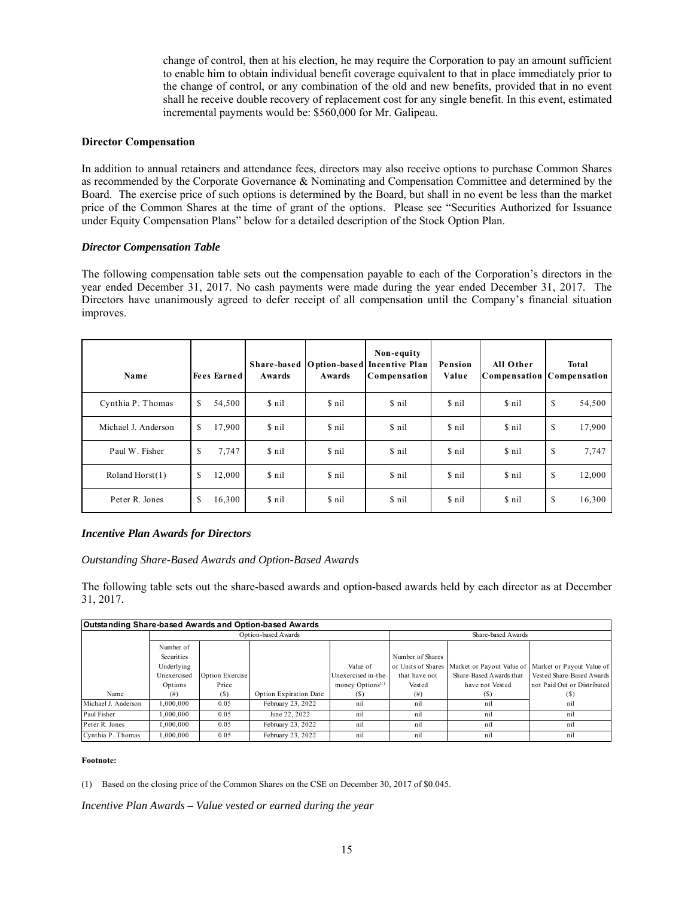change of control, then at his election, he may require the Corporation to pay an amount sufficient to enable him to obtain individual benefit coverage equivalent to that in place immediately prior to the change of control, or any combination of the old and new benefits, provided that in no event shall he receive double recovery of replacement cost for any single benefit. In this event, estimated incremental payments would be: $560,000 for Mr. Galipeau.

**Director Compensation**

In addition to annual retainers and attendance fees, directors may also receive options to purchase Common Shares as recommended by the Corporate Governance & Nominating and Compensation Committee and determined by the Board. The exercise price of such options is determined by the Board, but shall in no event be less than the market price of the Common Shares at the time of grant of the options. Please see "Securities Authorized for Issuance under Equity Compensation Plans" below for a detailed description of the Stock Option Plan.

***Director Compensation Table***

The following compensation table sets out the compensation payable to each of the Corporation's directors in the year ended December 31, 2017. No cash payments were made during the year ended December 31, 2017. The Directors have unanimously agreed to defer receipt of all compensation until the Company's financial situation improves.

| Name | Fees Earned | Share-based Awards | Option-based Awards | Non-equity Incentive Plan Compensation | Pension Value | All Other Compensation | Total Compensation |
|---|---|---|---|---|---|---|---|
| Cynthia P. Thomas | $ 54,500 | $ nil | $ nil | $ nil | $ nil | $ nil | $ 54,500 |
| Michael J. Anderson | $ 17,900 | $ nil | $ nil | $ nil | $ nil | $ nil | $ 17,900 |
| Paul W. Fisher | $ 7,747 | $ nil | $ nil | $ nil | $ nil | $ nil | $ 7,747 |
| Roland Horst(1) | $ 12,000 | $ nil | $ nil | $ nil | $ nil | $ nil | $ 12,000 |
| Peter R. Jones | $ 16,300 | $ nil | $ nil | $ nil | $ nil | $ nil | $ 16,300 |

***Incentive Plan Awards for Directors***

*Outstanding Share-Based Awards and Option-Based Awards*

The following table sets out the share-based awards and option-based awards held by each director as at December 31, 2017.

| **Outstanding Share-based Awards and Option-based Awards** | | | | | | | |
|---|---|---|---|---|---|---|---|
| | Option-based Awards | | | | Share-based Awards | | |
| Name | Number of Securities Underlying Unexercised Options (#) | Option Exercise Price ($) | Option Expiration Date | Value of Unexercised in-the-money Options[1] ($) | Number of Shares or Units of Shares that have not Vested (#) | Market or Payout Value of Share-Based Awards that have not Vested ($) | Market or Payout Value of Vested Share-Based Awards not Paid Out or Distributed ($) |
| Michael J. Anderson | 1,000,000 | 0.05 | February 23, 2022 | nil | nil | nil | nil |
| Paul Fisher | 1,000,000 | 0.05 | June 22, 2022 | nil | nil | nil | nil |
| Peter R. Jones | 1,000,000 | 0.05 | February 23, 2022 | nil | nil | nil | nil |
| Cynthia P. Thomas | 1,000,000 | 0.05 | February 23, 2022 | nil | nil | nil | nil |

**Footnote:**

(1) Based on the closing price of the Common Shares on the CSE on December 30, 2017 of $0.045.

*Incentive Plan Awards – Value vested or earned during the year*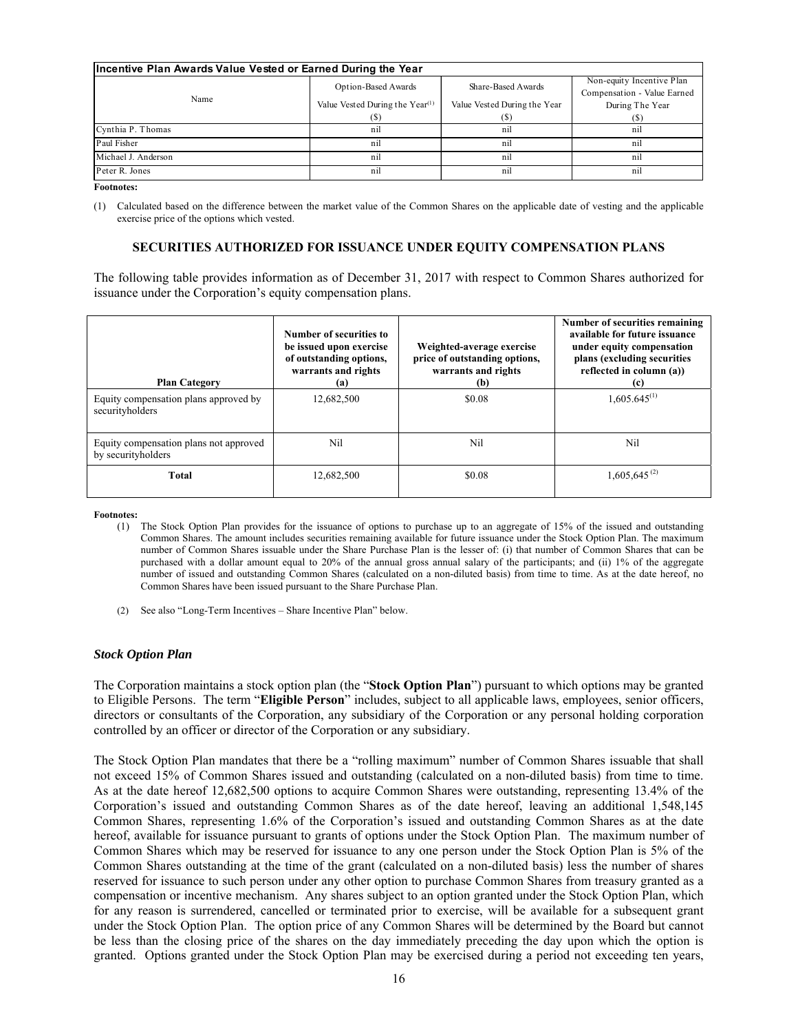| Incentive Plan Awards Value Vested or Earned During the Year | | | |
|---|---|---|---|
| Name | Option-Based Awards<br>Value Vested During the Year[(1)]<br>($) | Share-Based Awards<br>Value Vested During the Year<br>($) | Non-equity Incentive Plan Compensation - Value Earned During The Year<br>($) |
| Cynthia P. Thomas | nil | nil | nil |
| Paul Fisher | nil | nil | nil |
| Michael J. Anderson | nil | nil | nil |
| Peter R. Jones | nil | nil | nil |

**Footnotes:**

(1) Calculated based on the difference between the market value of the Common Shares on the applicable date of vesting and the applicable exercise price of the options which vested.

## SECURITIES AUTHORIZED FOR ISSUANCE UNDER EQUITY COMPENSATION PLANS

The following table provides information as of December 31, 2017 with respect to Common Shares authorized for issuance under the Corporation's equity compensation plans.

| Plan Category | Number of securities to be issued upon exercise of outstanding options, warrants and rights (a) | Weighted-average exercise price of outstanding options, warrants and rights (b) | Number of securities remaining available for future issuance under equity compensation plans (excluding securities reflected in column (a)) (c) |
|---|---|---|---|
| Equity compensation plans approved by securityholders | 12,682,500 | $0.08 | 1,605.645[(1)] |
| Equity compensation plans not approved by securityholders | Nil | Nil | Nil |
| **Total** | 12,682,500 | $0.08 | 1,605,645[(2)] |

**Footnotes:**

(1) The Stock Option Plan provides for the issuance of options to purchase up to an aggregate of 15% of the issued and outstanding Common Shares. The amount includes securities remaining available for future issuance under the Stock Option Plan. The maximum number of Common Shares issuable under the Share Purchase Plan is the lesser of: (i) that number of Common Shares that can be purchased with a dollar amount equal to 20% of the annual gross annual salary of the participants; and (ii) 1% of the aggregate number of issued and outstanding Common Shares (calculated on a non-diluted basis) from time to time. As at the date hereof, no Common Shares have been issued pursuant to the Share Purchase Plan.

(2) See also "Long-Term Incentives – Share Incentive Plan" below.

### *Stock Option Plan*

The Corporation maintains a stock option plan (the "**Stock Option Plan**") pursuant to which options may be granted to Eligible Persons. The term "**Eligible Person**" includes, subject to all applicable laws, employees, senior officers, directors or consultants of the Corporation, any subsidiary of the Corporation or any personal holding corporation controlled by an officer or director of the Corporation or any subsidiary.

The Stock Option Plan mandates that there be a "rolling maximum" number of Common Shares issuable that shall not exceed 15% of Common Shares issued and outstanding (calculated on a non-diluted basis) from time to time. As at the date hereof 12,682,500 options to acquire Common Shares were outstanding, representing 13.4% of the Corporation's issued and outstanding Common Shares as of the date hereof, leaving an additional 1,548,145 Common Shares, representing 1.6% of the Corporation's issued and outstanding Common Shares as at the date hereof, available for issuance pursuant to grants of options under the Stock Option Plan. The maximum number of Common Shares which may be reserved for issuance to any one person under the Stock Option Plan is 5% of the Common Shares outstanding at the time of the grant (calculated on a non-diluted basis) less the number of shares reserved for issuance to such person under any other option to purchase Common Shares from treasury granted as a compensation or incentive mechanism. Any shares subject to an option granted under the Stock Option Plan, which for any reason is surrendered, cancelled or terminated prior to exercise, will be available for a subsequent grant under the Stock Option Plan. The option price of any Common Shares will be determined by the Board but cannot be less than the closing price of the shares on the day immediately preceding the day upon which the option is granted. Options granted under the Stock Option Plan may be exercised during a period not exceeding ten years,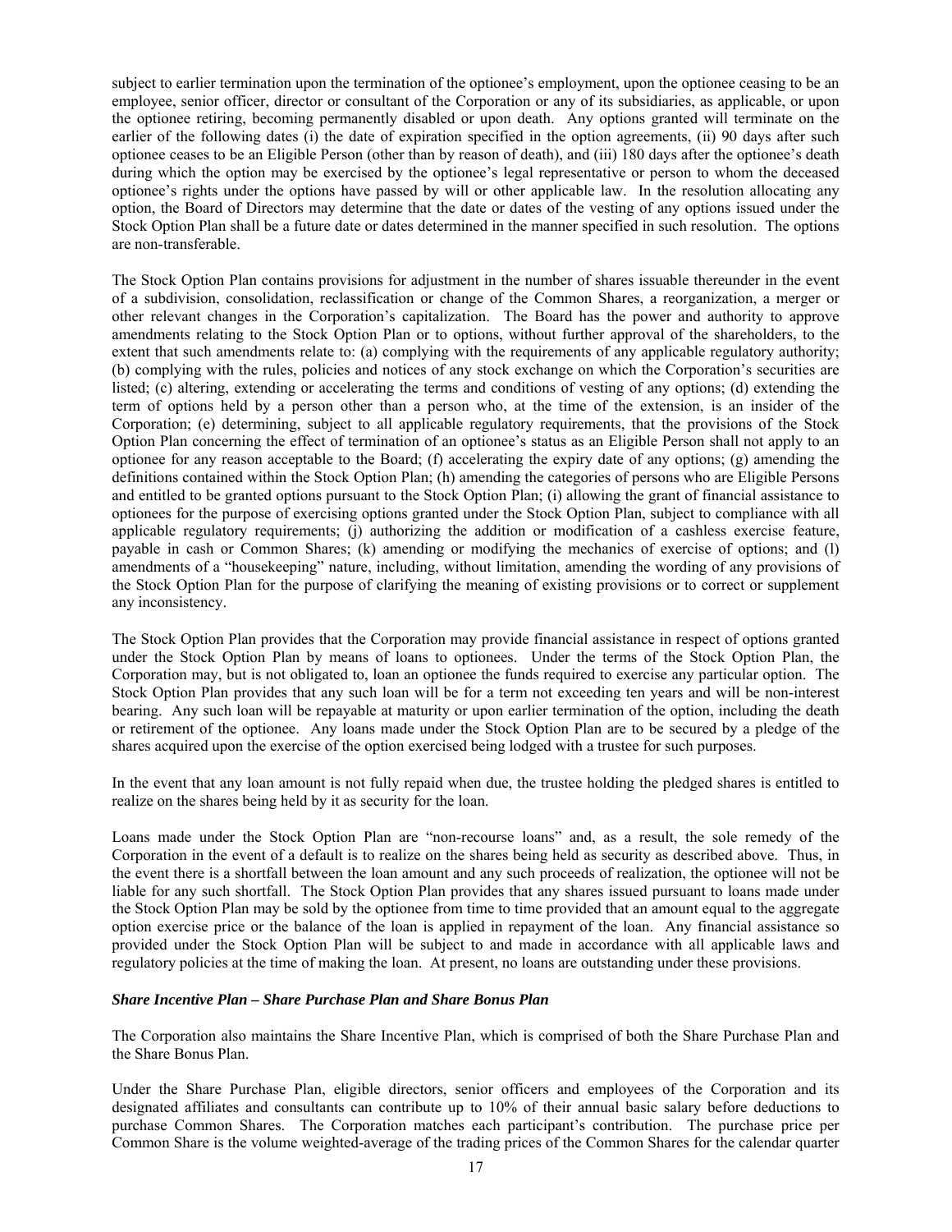subject to earlier termination upon the termination of the optionee's employment, upon the optionee ceasing to be an employee, senior officer, director or consultant of the Corporation or any of its subsidiaries, as applicable, or upon the optionee retiring, becoming permanently disabled or upon death. Any options granted will terminate on the earlier of the following dates (i) the date of expiration specified in the option agreements, (ii) 90 days after such optionee ceases to be an Eligible Person (other than by reason of death), and (iii) 180 days after the optionee's death during which the option may be exercised by the optionee's legal representative or person to whom the deceased optionee's rights under the options have passed by will or other applicable law. In the resolution allocating any option, the Board of Directors may determine that the date or dates of the vesting of any options issued under the Stock Option Plan shall be a future date or dates determined in the manner specified in such resolution. The options are non-transferable.

The Stock Option Plan contains provisions for adjustment in the number of shares issuable thereunder in the event of a subdivision, consolidation, reclassification or change of the Common Shares, a reorganization, a merger or other relevant changes in the Corporation's capitalization. The Board has the power and authority to approve amendments relating to the Stock Option Plan or to options, without further approval of the shareholders, to the extent that such amendments relate to: (a) complying with the requirements of any applicable regulatory authority; (b) complying with the rules, policies and notices of any stock exchange on which the Corporation's securities are listed; (c) altering, extending or accelerating the terms and conditions of vesting of any options; (d) extending the term of options held by a person other than a person who, at the time of the extension, is an insider of the Corporation; (e) determining, subject to all applicable regulatory requirements, that the provisions of the Stock Option Plan concerning the effect of termination of an optionee's status as an Eligible Person shall not apply to an optionee for any reason acceptable to the Board; (f) accelerating the expiry date of any options; (g) amending the definitions contained within the Stock Option Plan; (h) amending the categories of persons who are Eligible Persons and entitled to be granted options pursuant to the Stock Option Plan; (i) allowing the grant of financial assistance to optionees for the purpose of exercising options granted under the Stock Option Plan, subject to compliance with all applicable regulatory requirements; (j) authorizing the addition or modification of a cashless exercise feature, payable in cash or Common Shares; (k) amending or modifying the mechanics of exercise of options; and (l) amendments of a "housekeeping" nature, including, without limitation, amending the wording of any provisions of the Stock Option Plan for the purpose of clarifying the meaning of existing provisions or to correct or supplement any inconsistency.

The Stock Option Plan provides that the Corporation may provide financial assistance in respect of options granted under the Stock Option Plan by means of loans to optionees. Under the terms of the Stock Option Plan, the Corporation may, but is not obligated to, loan an optionee the funds required to exercise any particular option. The Stock Option Plan provides that any such loan will be for a term not exceeding ten years and will be non-interest bearing. Any such loan will be repayable at maturity or upon earlier termination of the option, including the death or retirement of the optionee. Any loans made under the Stock Option Plan are to be secured by a pledge of the shares acquired upon the exercise of the option exercised being lodged with a trustee for such purposes.

In the event that any loan amount is not fully repaid when due, the trustee holding the pledged shares is entitled to realize on the shares being held by it as security for the loan.

Loans made under the Stock Option Plan are "non-recourse loans" and, as a result, the sole remedy of the Corporation in the event of a default is to realize on the shares being held as security as described above. Thus, in the event there is a shortfall between the loan amount and any such proceeds of realization, the optionee will not be liable for any such shortfall. The Stock Option Plan provides that any shares issued pursuant to loans made under the Stock Option Plan may be sold by the optionee from time to time provided that an amount equal to the aggregate option exercise price or the balance of the loan is applied in repayment of the loan. Any financial assistance so provided under the Stock Option Plan will be subject to and made in accordance with all applicable laws and regulatory policies at the time of making the loan. At present, no loans are outstanding under these provisions.

***Share Incentive Plan – Share Purchase Plan and Share Bonus Plan***

The Corporation also maintains the Share Incentive Plan, which is comprised of both the Share Purchase Plan and the Share Bonus Plan.

Under the Share Purchase Plan, eligible directors, senior officers and employees of the Corporation and its designated affiliates and consultants can contribute up to 10% of their annual basic salary before deductions to purchase Common Shares. The Corporation matches each participant's contribution. The purchase price per Common Share is the volume weighted-average of the trading prices of the Common Shares for the calendar quarter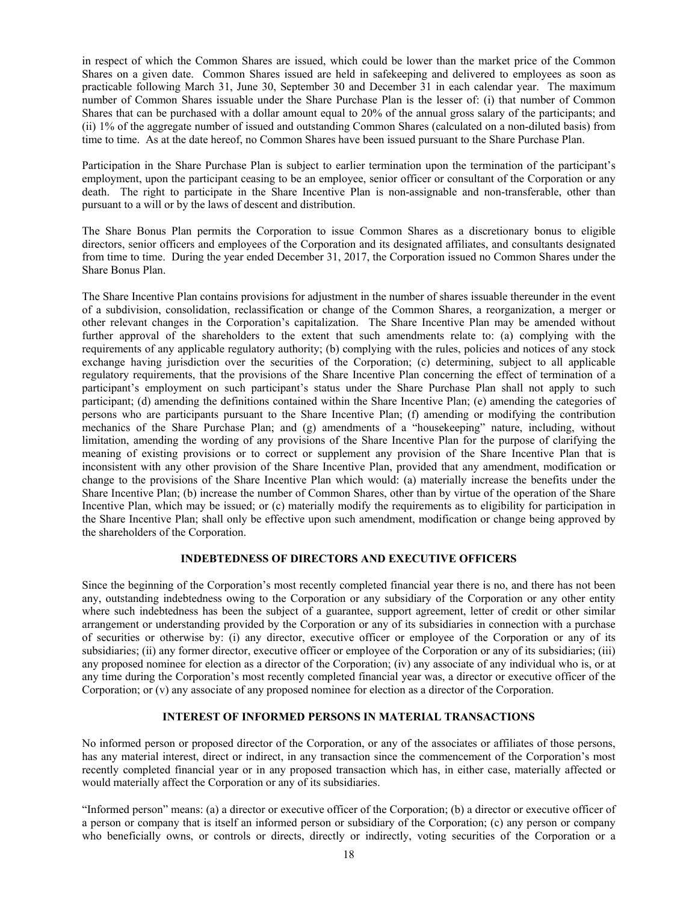in respect of which the Common Shares are issued, which could be lower than the market price of the Common Shares on a given date. Common Shares issued are held in safekeeping and delivered to employees as soon as practicable following March 31, June 30, September 30 and December 31 in each calendar year. The maximum number of Common Shares issuable under the Share Purchase Plan is the lesser of: (i) that number of Common Shares that can be purchased with a dollar amount equal to 20% of the annual gross salary of the participants; and (ii) 1% of the aggregate number of issued and outstanding Common Shares (calculated on a non-diluted basis) from time to time. As at the date hereof, no Common Shares have been issued pursuant to the Share Purchase Plan.

Participation in the Share Purchase Plan is subject to earlier termination upon the termination of the participant's employment, upon the participant ceasing to be an employee, senior officer or consultant of the Corporation or any death. The right to participate in the Share Incentive Plan is non-assignable and non-transferable, other than pursuant to a will or by the laws of descent and distribution.

The Share Bonus Plan permits the Corporation to issue Common Shares as a discretionary bonus to eligible directors, senior officers and employees of the Corporation and its designated affiliates, and consultants designated from time to time. During the year ended December 31, 2017, the Corporation issued no Common Shares under the Share Bonus Plan.

The Share Incentive Plan contains provisions for adjustment in the number of shares issuable thereunder in the event of a subdivision, consolidation, reclassification or change of the Common Shares, a reorganization, a merger or other relevant changes in the Corporation's capitalization. The Share Incentive Plan may be amended without further approval of the shareholders to the extent that such amendments relate to: (a) complying with the requirements of any applicable regulatory authority; (b) complying with the rules, policies and notices of any stock exchange having jurisdiction over the securities of the Corporation; (c) determining, subject to all applicable regulatory requirements, that the provisions of the Share Incentive Plan concerning the effect of termination of a participant's employment on such participant's status under the Share Purchase Plan shall not apply to such participant; (d) amending the definitions contained within the Share Incentive Plan; (e) amending the categories of persons who are participants pursuant to the Share Incentive Plan; (f) amending or modifying the contribution mechanics of the Share Purchase Plan; and (g) amendments of a "housekeeping" nature, including, without limitation, amending the wording of any provisions of the Share Incentive Plan for the purpose of clarifying the meaning of existing provisions or to correct or supplement any provision of the Share Incentive Plan that is inconsistent with any other provision of the Share Incentive Plan, provided that any amendment, modification or change to the provisions of the Share Incentive Plan which would: (a) materially increase the benefits under the Share Incentive Plan; (b) increase the number of Common Shares, other than by virtue of the operation of the Share Incentive Plan, which may be issued; or (c) materially modify the requirements as to eligibility for participation in the Share Incentive Plan; shall only be effective upon such amendment, modification or change being approved by the shareholders of the Corporation.

## INDEBTEDNESS OF DIRECTORS AND EXECUTIVE OFFICERS

Since the beginning of the Corporation's most recently completed financial year there is no, and there has not been any, outstanding indebtedness owing to the Corporation or any subsidiary of the Corporation or any other entity where such indebtedness has been the subject of a guarantee, support agreement, letter of credit or other similar arrangement or understanding provided by the Corporation or any of its subsidiaries in connection with a purchase of securities or otherwise by: (i) any director, executive officer or employee of the Corporation or any of its subsidiaries; (ii) any former director, executive officer or employee of the Corporation or any of its subsidiaries; (iii) any proposed nominee for election as a director of the Corporation; (iv) any associate of any individual who is, or at any time during the Corporation's most recently completed financial year was, a director or executive officer of the Corporation; or (v) any associate of any proposed nominee for election as a director of the Corporation.

## INTEREST OF INFORMED PERSONS IN MATERIAL TRANSACTIONS

No informed person or proposed director of the Corporation, or any of the associates or affiliates of those persons, has any material interest, direct or indirect, in any transaction since the commencement of the Corporation's most recently completed financial year or in any proposed transaction which has, in either case, materially affected or would materially affect the Corporation or any of its subsidiaries.

"Informed person" means: (a) a director or executive officer of the Corporation; (b) a director or executive officer of a person or company that is itself an informed person or subsidiary of the Corporation; (c) any person or company who beneficially owns, or controls or directs, directly or indirectly, voting securities of the Corporation or a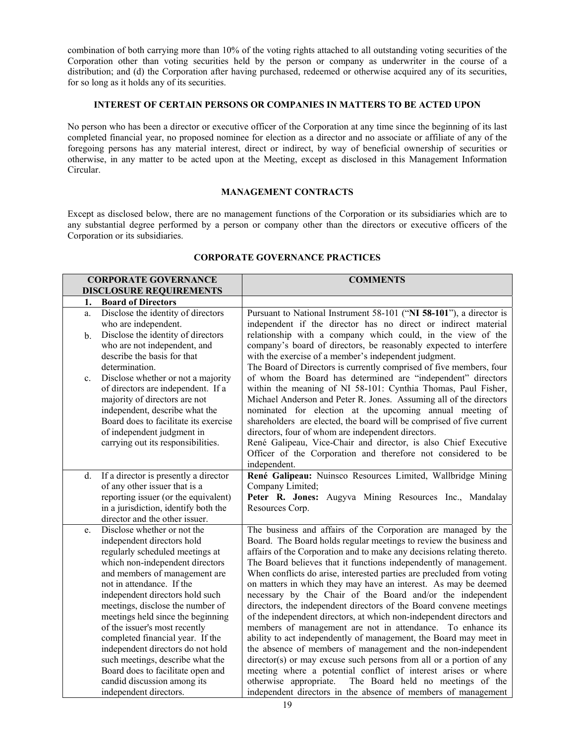combination of both carrying more than 10% of the voting rights attached to all outstanding voting securities of the Corporation other than voting securities held by the person or company as underwriter in the course of a distribution; and (d) the Corporation after having purchased, redeemed or otherwise acquired any of its securities, for so long as it holds any of its securities.

## INTEREST OF CERTAIN PERSONS OR COMPANIES IN MATTERS TO BE ACTED UPON

No person who has been a director or executive officer of the Corporation at any time since the beginning of its last completed financial year, no proposed nominee for election as a director and no associate or affiliate of any of the foregoing persons has any material interest, direct or indirect, by way of beneficial ownership of securities or otherwise, in any matter to be acted upon at the Meeting, except as disclosed in this Management Information Circular.

## MANAGEMENT CONTRACTS

Except as disclosed below, there are no management functions of the Corporation or its subsidiaries which are to any substantial degree performed by a person or company other than the directors or executive officers of the Corporation or its subsidiaries.

## CORPORATE GOVERNANCE PRACTICES

| CORPORATE GOVERNANCE DISCLOSURE REQUIREMENTS | COMMENTS |
|---|---|
| **1. Board of Directors** | |
| a. Disclose the identity of directors who are independent.<br>b. Disclose the identity of directors who are not independent, and describe the basis for that determination.<br>c. Disclose whether or not a majority of directors are independent. If a majority of directors are not independent, describe what the Board does to facilitate its exercise of independent judgment in carrying out its responsibilities. | Pursuant to National Instrument 58-101 ("**NI 58-101**"), a director is independent if the director has no direct or indirect material relationship with a company which could, in the view of the company's board of directors, be reasonably expected to interfere with the exercise of a member's independent judgment.<br>The Board of Directors is currently comprised of five members, four of whom the Board has determined are "independent" directors within the meaning of NI 58-101: Cynthia Thomas, Paul Fisher, Michael Anderson and Peter R. Jones. Assuming all of the directors nominated for election at the upcoming annual meeting of shareholders are elected, the board will be comprised of five current directors, four of whom are independent directors.<br>René Galipeau, Vice-Chair and director, is also Chief Executive Officer of the Corporation and therefore not considered to be independent. |
| d. If a director is presently a director of any other issuer that is a reporting issuer (or the equivalent) in a jurisdiction, identify both the director and the other issuer. | **René Galipeau:** Nuinsco Resources Limited, Wallbridge Mining Company Limited;<br>**Peter R. Jones:** Augyva Mining Resources Inc., Mandalay Resources Corp. |
| e. Disclose whether or not the independent directors hold regularly scheduled meetings at which non-independent directors and members of management are not in attendance. If the independent directors hold such meetings, disclose the number of meetings held since the beginning of the issuer's most recently completed financial year. If the independent directors do not hold such meetings, describe what the Board does to facilitate open and candid discussion among its independent directors. | The business and affairs of the Corporation are managed by the Board. The Board holds regular meetings to review the business and affairs of the Corporation and to make any decisions relating thereto. The Board believes that it functions independently of management. When conflicts do arise, interested parties are precluded from voting on matters in which they may have an interest. As may be deemed necessary by the Chair of the Board and/or the independent directors, the independent directors of the Board convene meetings of the independent directors, at which non-independent directors and members of management are not in attendance. To enhance its ability to act independently of management, the Board may meet in the absence of members of management and the non-independent director(s) or may excuse such persons from all or a portion of any meeting where a potential conflict of interest arises or where otherwise appropriate. The Board held no meetings of the independent directors in the absence of members of management |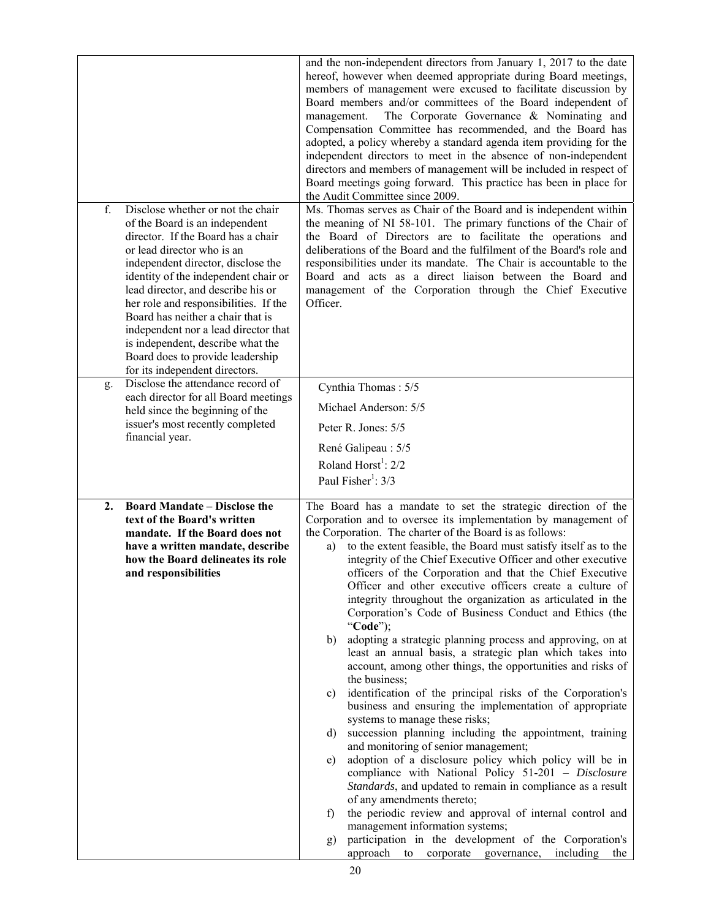| | |
|---|---|
| | and the non-independent directors from January 1, 2017 to the date hereof, however when deemed appropriate during Board meetings, members of management were excused to facilitate discussion by Board members and/or committees of the Board independent of management. The Corporate Governance & Nominating and Compensation Committee has recommended, and the Board has adopted, a policy whereby a standard agenda item providing for the independent directors to meet in the absence of non-independent directors and members of management will be included in respect of Board meetings going forward. This practice has been in place for the Audit Committee since 2009. |
| f. Disclose whether or not the chair of the Board is an independent director. If the Board has a chair or lead director who is an independent director, disclose the identity of the independent chair or lead director, and describe his or her role and responsibilities. If the Board has neither a chair that is independent nor a lead director that is independent, describe what the Board does to provide leadership for its independent directors. | Ms. Thomas serves as Chair of the Board and is independent within the meaning of NI 58-101. The primary functions of the Chair of the Board of Directors are to facilitate the operations and deliberations of the Board and the fulfilment of the Board's role and responsibilities under its mandate. The Chair is accountable to the Board and acts as a direct liaison between the Board and management of the Corporation through the Chief Executive Officer. |
| g. Disclose the attendance record of each director for all Board meetings held since the beginning of the issuer's most recently completed financial year. | Cynthia Thomas : 5/5<br>Michael Anderson: 5/5<br>Peter R. Jones: 5/5<br>René Galipeau : 5/5<br>Roland Horst[1]: 2/2<br>Paul Fisher[1]: 3/3 |
| **2. Board Mandate – Disclose the text of the Board's written mandate. If the Board does not have a written mandate, describe how the Board delineates its role and responsibilities** | The Board has a mandate to set the strategic direction of the Corporation and to oversee its implementation by management of the Corporation. The charter of the Board is as follows:<br>a) to the extent feasible, the Board must satisfy itself as to the integrity of the Chief Executive Officer and other executive officers of the Corporation and that the Chief Executive Officer and other executive officers create a culture of integrity throughout the organization as articulated in the Corporation's Code of Business Conduct and Ethics (the "**Code**");<br>b) adopting a strategic planning process and approving, on at least an annual basis, a strategic plan which takes into account, among other things, the opportunities and risks of the business;<br>c) identification of the principal risks of the Corporation's business and ensuring the implementation of appropriate systems to manage these risks;<br>d) succession planning including the appointment, training and monitoring of senior management;<br>e) adoption of a disclosure policy which policy will be in compliance with National Policy 51-201 – *Disclosure Standards*, and updated to remain in compliance as a result of any amendments thereto;<br>f) the periodic review and approval of internal control and management information systems;<br>g) participation in the development of the Corporation's approach to corporate governance, including the |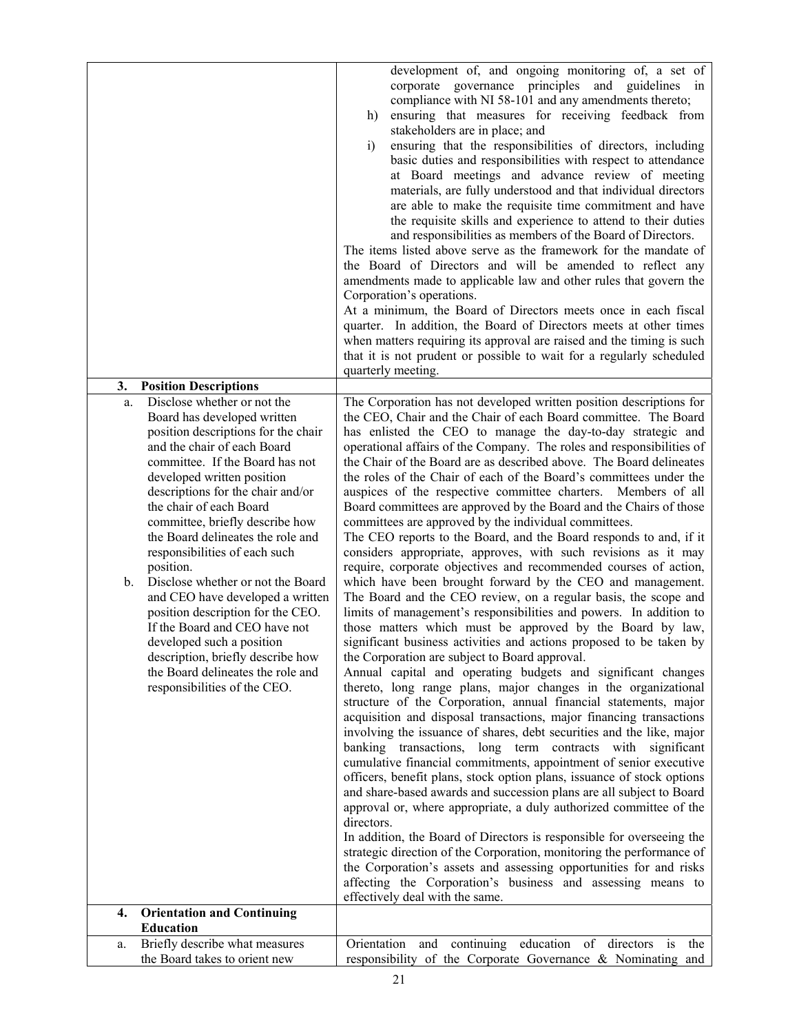| | |
|---|---|
| | development of, and ongoing monitoring of, a set of corporate governance principles and guidelines in compliance with NI 58-101 and any amendments thereto;<br>h) ensuring that measures for receiving feedback from stakeholders are in place; and<br>i) ensuring that the responsibilities of directors, including basic duties and responsibilities with respect to attendance at Board meetings and advance review of meeting materials, are fully understood and that individual directors are able to make the requisite time commitment and have the requisite skills and experience to attend to their duties and responsibilities as members of the Board of Directors.<br>The items listed above serve as the framework for the mandate of the Board of Directors and will be amended to reflect any amendments made to applicable law and other rules that govern the Corporation's operations.<br>At a minimum, the Board of Directors meets once in each fiscal quarter. In addition, the Board of Directors meets at other times when matters requiring its approval are raised and the timing is such that it is not prudent or possible to wait for a regularly scheduled quarterly meeting. |
| **3. Position Descriptions** | |
| a. Disclose whether or not the Board has developed written position descriptions for the chair and the chair of each Board committee. If the Board has not developed written position descriptions for the chair and/or the chair of each Board committee, briefly describe how the Board delineates the role and responsibilities of each such position.<br>b. Disclose whether or not the Board and CEO have developed a written position description for the CEO. If the Board and CEO have not developed such a position description, briefly describe how the Board delineates the role and responsibilities of the CEO. | The Corporation has not developed written position descriptions for the CEO, Chair and the Chair of each Board committee. The Board has enlisted the CEO to manage the day-to-day strategic and operational affairs of the Company. The roles and responsibilities of the Chair of the Board are as described above. The Board delineates the roles of the Chair of each of the Board's committees under the auspices of the respective committee charters. Members of all Board committees are approved by the Board and the Chairs of those committees are approved by the individual committees.<br>The CEO reports to the Board, and the Board responds to and, if it considers appropriate, approves, with such revisions as it may require, corporate objectives and recommended courses of action, which have been brought forward by the CEO and management. The Board and the CEO review, on a regular basis, the scope and limits of management's responsibilities and powers. In addition to those matters which must be approved by the Board by law, significant business activities and actions proposed to be taken by the Corporation are subject to Board approval.<br>Annual capital and operating budgets and significant changes thereto, long range plans, major changes in the organizational structure of the Corporation, annual financial statements, major acquisition and disposal transactions, major financing transactions involving the issuance of shares, debt securities and the like, major banking transactions, long term contracts with significant cumulative financial commitments, appointment of senior executive officers, benefit plans, stock option plans, issuance of stock options and share-based awards and succession plans are all subject to Board approval or, where appropriate, a duly authorized committee of the directors.<br>In addition, the Board of Directors is responsible for overseeing the strategic direction of the Corporation, monitoring the performance of the Corporation's assets and assessing opportunities for and risks affecting the Corporation's business and assessing means to effectively deal with the same. |
| **4. Orientation and Continuing Education** | |
| a. Briefly describe what measures the Board takes to orient new | Orientation and continuing education of directors is the responsibility of the Corporate Governance & Nominating and |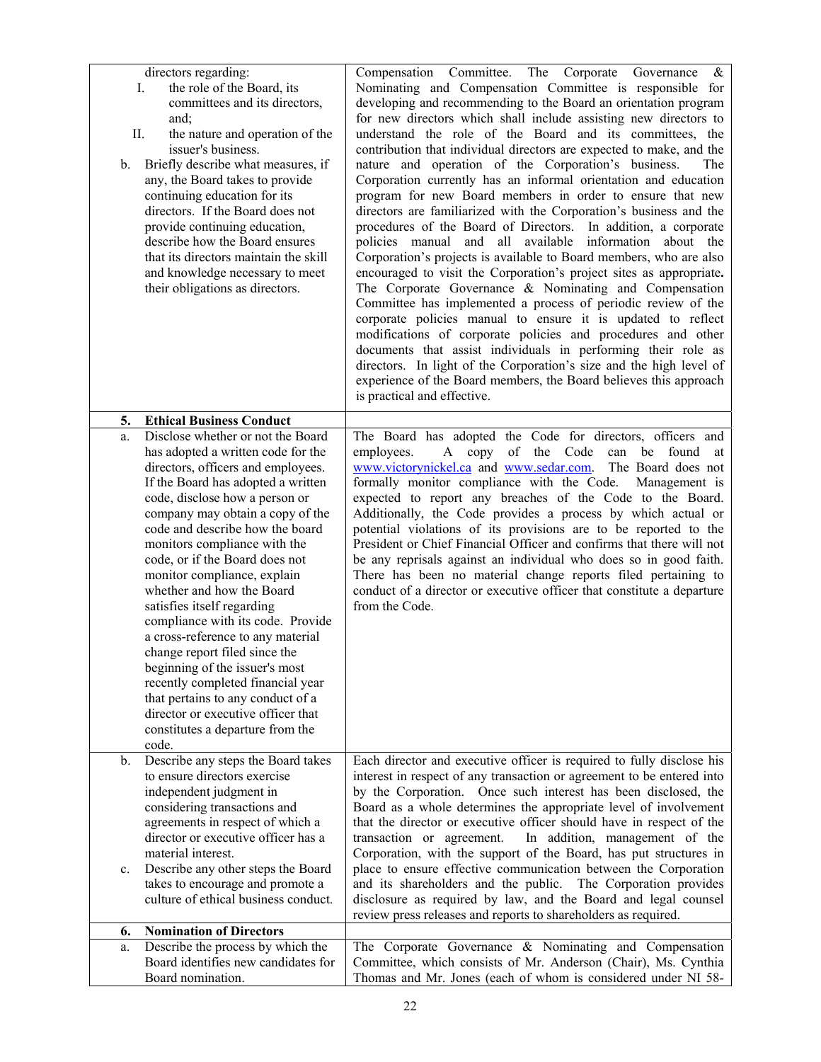| | |
|---|---|
| directors regarding:<br>I. the role of the Board, its committees and its directors, and;<br>II. the nature and operation of the issuer's business.<br>b. Briefly describe what measures, if any, the Board takes to provide continuing education for its directors. If the Board does not provide continuing education, describe how the Board ensures that its directors maintain the skill and knowledge necessary to meet their obligations as directors. | Compensation Committee. The Corporate Governance & Nominating and Compensation Committee is responsible for developing and recommending to the Board an orientation program for new directors which shall include assisting new directors to understand the role of the Board and its committees, the contribution that individual directors are expected to make, and the nature and operation of the Corporation's business. The Corporation currently has an informal orientation and education program for new Board members in order to ensure that new directors are familiarized with the Corporation's business and the procedures of the Board of Directors. In addition, a corporate policies manual and all available information about the Corporation's projects is available to Board members, who are also encouraged to visit the Corporation's project sites as appropriate**.** The Corporate Governance & Nominating and Compensation Committee has implemented a process of periodic review of the corporate policies manual to ensure it is updated to reflect modifications of corporate policies and procedures and other documents that assist individuals in performing their role as directors. In light of the Corporation's size and the high level of experience of the Board members, the Board believes this approach is practical and effective. |
| **5. Ethical Business Conduct** | |
| a. Disclose whether or not the Board has adopted a written code for the directors, officers and employees. If the Board has adopted a written code, disclose how a person or company may obtain a copy of the code and describe how the board monitors compliance with the code, or if the Board does not monitor compliance, explain whether and how the Board satisfies itself regarding compliance with its code. Provide a cross-reference to any material change report filed since the beginning of the issuer's most recently completed financial year that pertains to any conduct of a director or executive officer that constitutes a departure from the code. | The Board has adopted the Code for directors, officers and employees. A copy of the Code can be found at www.victorynickel.ca and www.sedar.com. The Board does not formally monitor compliance with the Code. Management is expected to report any breaches of the Code to the Board. Additionally, the Code provides a process by which actual or potential violations of its provisions are to be reported to the President or Chief Financial Officer and confirms that there will not be any reprisals against an individual who does so in good faith. There has been no material change reports filed pertaining to conduct of a director or executive officer that constitute a departure from the Code. |
| b. Describe any steps the Board takes to ensure directors exercise independent judgment in considering transactions and agreements in respect of which a director or executive officer has a material interest.<br>c. Describe any other steps the Board takes to encourage and promote a culture of ethical business conduct. | Each director and executive officer is required to fully disclose his interest in respect of any transaction or agreement to be entered into by the Corporation. Once such interest has been disclosed, the Board as a whole determines the appropriate level of involvement that the director or executive officer should have in respect of the transaction or agreement. In addition, management of the Corporation, with the support of the Board, has put structures in place to ensure effective communication between the Corporation and its shareholders and the public. The Corporation provides disclosure as required by law, and the Board and legal counsel review press releases and reports to shareholders as required. |
| **6. Nomination of Directors** | |
| a. Describe the process by which the Board identifies new candidates for Board nomination. | The Corporate Governance & Nominating and Compensation Committee, which consists of Mr. Anderson (Chair), Ms. Cynthia Thomas and Mr. Jones (each of whom is considered under NI 58- |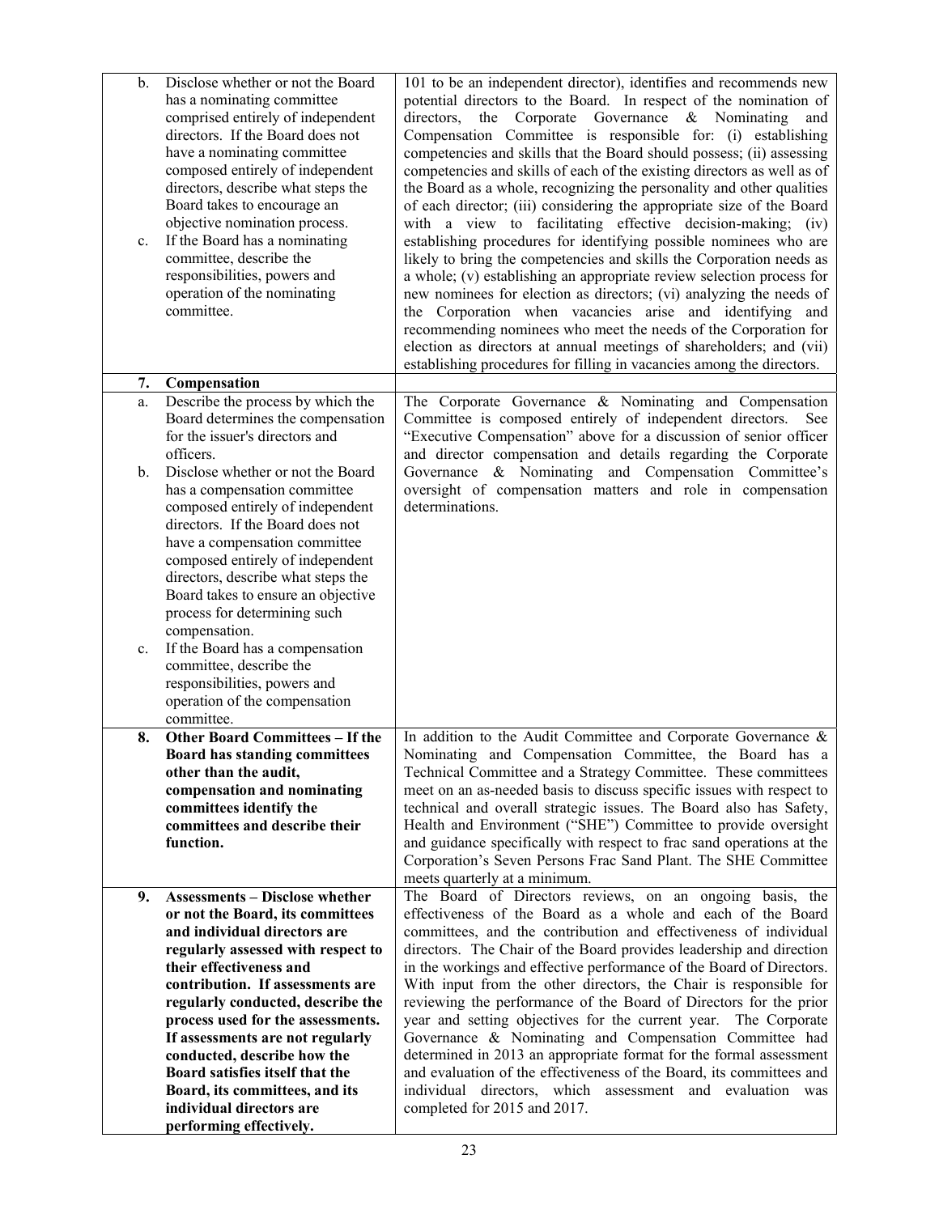| | |
|---|---|
| b. Disclose whether or not the Board has a nominating committee comprised entirely of independent directors. If the Board does not have a nominating committee composed entirely of independent directors, describe what steps the Board takes to encourage an objective nomination process.<br>c. If the Board has a nominating committee, describe the responsibilities, powers and operation of the nominating committee. | 101 to be an independent director), identifies and recommends new potential directors to the Board. In respect of the nomination of directors, the Corporate Governance & Nominating and Compensation Committee is responsible for: (i) establishing competencies and skills that the Board should possess; (ii) assessing competencies and skills of each of the existing directors as well as of the Board as a whole, recognizing the personality and other qualities of each director; (iii) considering the appropriate size of the Board with a view to facilitating effective decision-making; (iv) establishing procedures for identifying possible nominees who are likely to bring the competencies and skills the Corporation needs as a whole; (v) establishing an appropriate review selection process for new nominees for election as directors; (vi) analyzing the needs of the Corporation when vacancies arise and identifying and recommending nominees who meet the needs of the Corporation for election as directors at annual meetings of shareholders; and (vii) establishing procedures for filling in vacancies among the directors. |
| **7. Compensation** | |
| a. Describe the process by which the Board determines the compensation for the issuer's directors and officers.<br>b. Disclose whether or not the Board has a compensation committee composed entirely of independent directors. If the Board does not have a compensation committee composed entirely of independent directors, describe what steps the Board takes to ensure an objective process for determining such compensation.<br>c. If the Board has a compensation committee, describe the responsibilities, powers and operation of the compensation committee. | The Corporate Governance & Nominating and Compensation Committee is composed entirely of independent directors. See "Executive Compensation" above for a discussion of senior officer and director compensation and details regarding the Corporate Governance & Nominating and Compensation Committee's oversight of compensation matters and role in compensation determinations. |
| **8. Other Board Committees – If the Board has standing committees other than the audit, compensation and nominating committees identify the committees and describe their function.** | In addition to the Audit Committee and Corporate Governance & Nominating and Compensation Committee, the Board has a Technical Committee and a Strategy Committee. These committees meet on an as-needed basis to discuss specific issues with respect to technical and overall strategic issues. The Board also has Safety, Health and Environment ("SHE") Committee to provide oversight and guidance specifically with respect to frac sand operations at the Corporation's Seven Persons Frac Sand Plant. The SHE Committee meets quarterly at a minimum. |
| **9. Assessments – Disclose whether or not the Board, its committees and individual directors are regularly assessed with respect to their effectiveness and contribution. If assessments are regularly conducted, describe the process used for the assessments. If assessments are not regularly conducted, describe how the Board satisfies itself that the Board, its committees, and its individual directors are performing effectively.** | The Board of Directors reviews, on an ongoing basis, the effectiveness of the Board as a whole and each of the Board committees, and the contribution and effectiveness of individual directors. The Chair of the Board provides leadership and direction in the workings and effective performance of the Board of Directors. With input from the other directors, the Chair is responsible for reviewing the performance of the Board of Directors for the prior year and setting objectives for the current year. The Corporate Governance & Nominating and Compensation Committee had determined in 2013 an appropriate format for the formal assessment and evaluation of the effectiveness of the Board, its committees and individual directors, which assessment and evaluation was completed for 2015 and 2017. |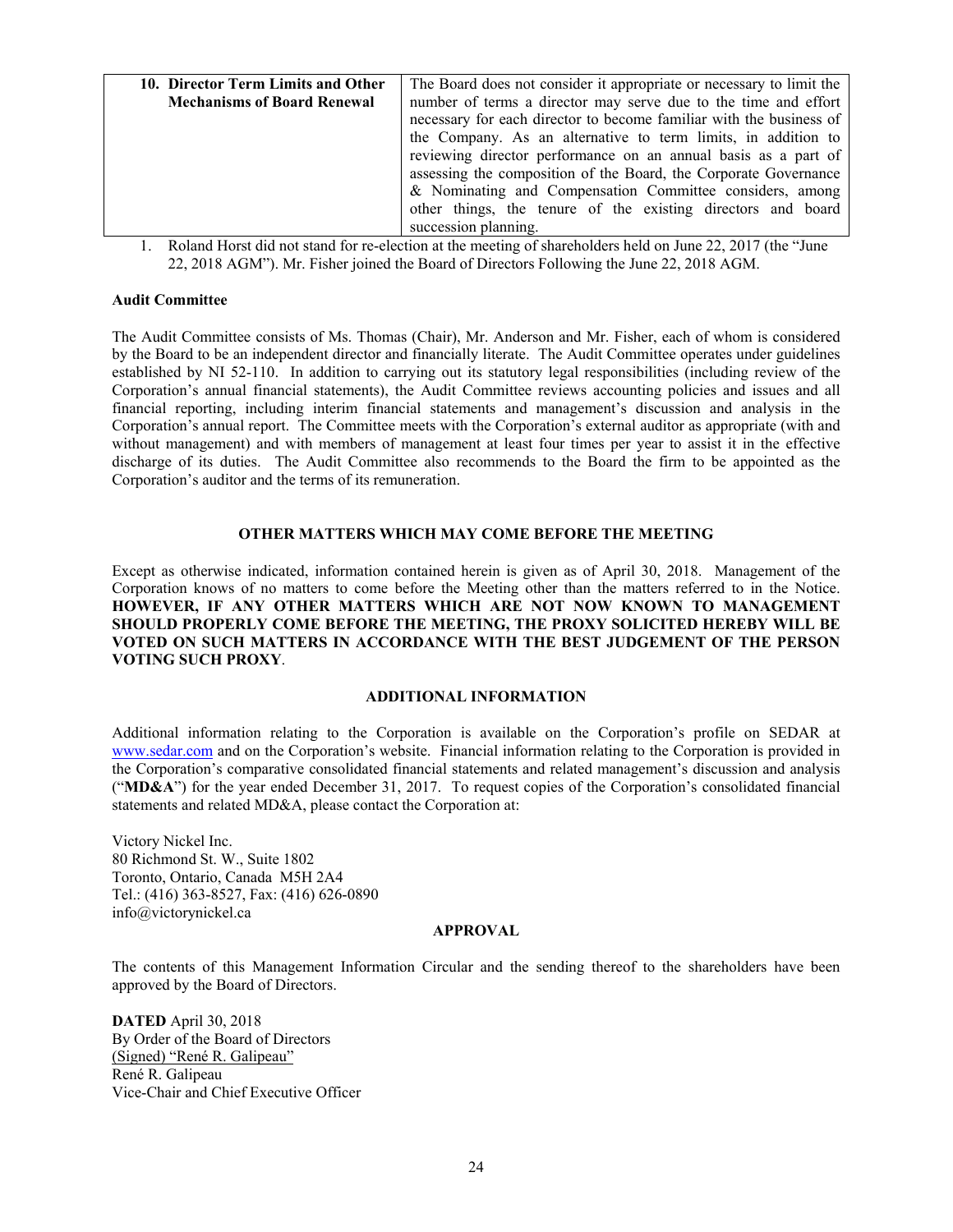| 10. Director Term Limits and Other Mechanisms of Board Renewal | The Board does not consider it appropriate or necessary to limit the number of terms a director may serve due to the time and effort necessary for each director to become familiar with the business of the Company. As an alternative to term limits, in addition to reviewing director performance on an annual basis as a part of assessing the composition of the Board, the Corporate Governance & Nominating and Compensation Committee considers, among other things, the tenure of the existing directors and board succession planning. |
|---|---|

1. Roland Horst did not stand for re-election at the meeting of shareholders held on June 22, 2017 (the "June 22, 2018 AGM"). Mr. Fisher joined the Board of Directors Following the June 22, 2018 AGM.

**Audit Committee**

The Audit Committee consists of Ms. Thomas (Chair), Mr. Anderson and Mr. Fisher, each of whom is considered by the Board to be an independent director and financially literate. The Audit Committee operates under guidelines established by NI 52-110. In addition to carrying out its statutory legal responsibilities (including review of the Corporation's annual financial statements), the Audit Committee reviews accounting policies and issues and all financial reporting, including interim financial statements and management's discussion and analysis in the Corporation's annual report. The Committee meets with the Corporation's external auditor as appropriate (with and without management) and with members of management at least four times per year to assist it in the effective discharge of its duties. The Audit Committee also recommends to the Board the firm to be appointed as the Corporation's auditor and the terms of its remuneration.

## OTHER MATTERS WHICH MAY COME BEFORE THE MEETING

Except as otherwise indicated, information contained herein is given as of April 30, 2018. Management of the Corporation knows of no matters to come before the Meeting other than the matters referred to in the Notice. **HOWEVER, IF ANY OTHER MATTERS WHICH ARE NOT NOW KNOWN TO MANAGEMENT SHOULD PROPERLY COME BEFORE THE MEETING, THE PROXY SOLICITED HEREBY WILL BE VOTED ON SUCH MATTERS IN ACCORDANCE WITH THE BEST JUDGEMENT OF THE PERSON VOTING SUCH PROXY**.

## ADDITIONAL INFORMATION

Additional information relating to the Corporation is available on the Corporation's profile on SEDAR at www.sedar.com and on the Corporation's website. Financial information relating to the Corporation is provided in the Corporation's comparative consolidated financial statements and related management's discussion and analysis ("**MD&A**") for the year ended December 31, 2017. To request copies of the Corporation's consolidated financial statements and related MD&A, please contact the Corporation at:

Victory Nickel Inc.
80 Richmond St. W., Suite 1802
Toronto, Ontario, Canada M5H 2A4
Tel.: (416) 363-8527, Fax: (416) 626-0890
info@victorynickel.ca

## APPROVAL

The contents of this Management Information Circular and the sending thereof to the shareholders have been approved by the Board of Directors.

**DATED** April 30, 2018
By Order of the Board of Directors
(Signed) "René R. Galipeau"
René R. Galipeau
Vice-Chair and Chief Executive Officer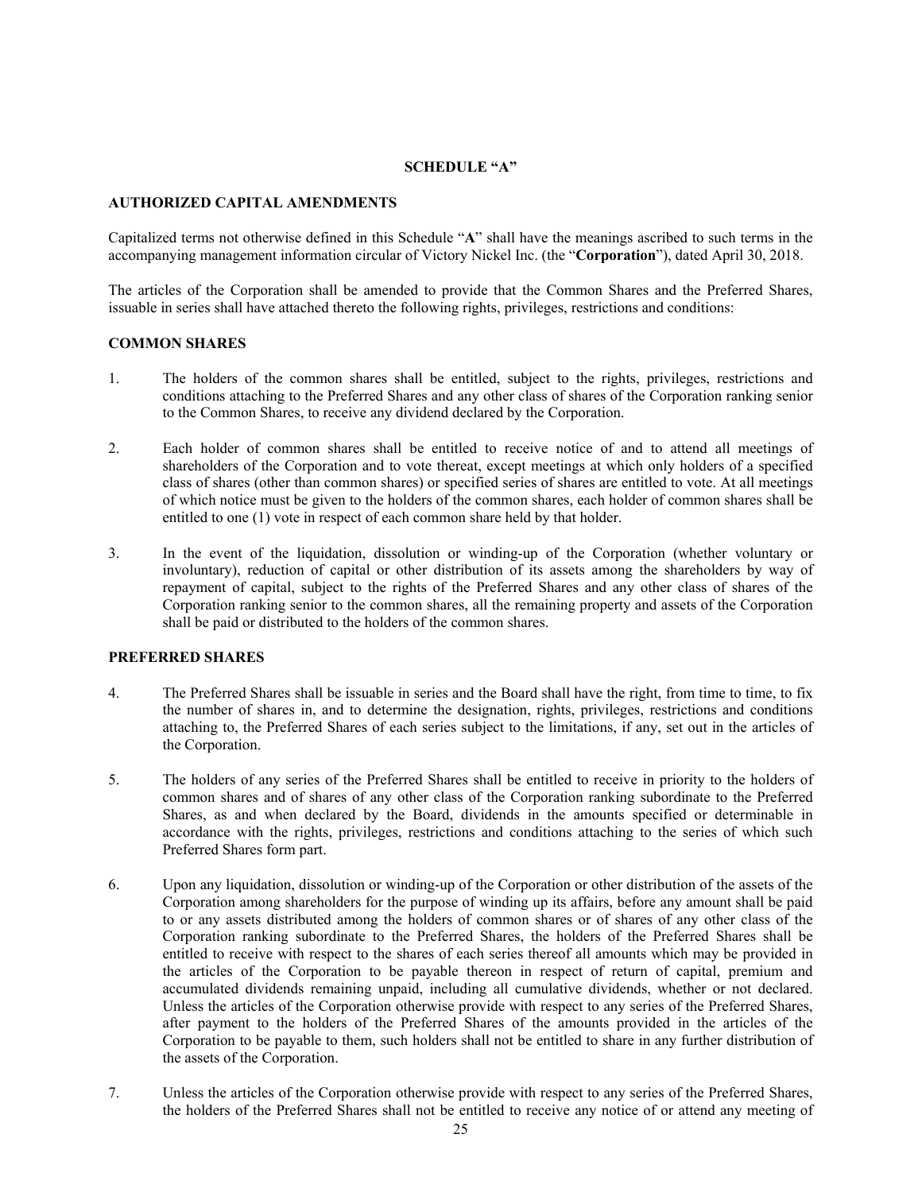## SCHEDULE "A"

### AUTHORIZED CAPITAL AMENDMENTS

Capitalized terms not otherwise defined in this Schedule "**A**" shall have the meanings ascribed to such terms in the accompanying management information circular of Victory Nickel Inc. (the "**Corporation**"), dated April 30, 2018.

The articles of the Corporation shall be amended to provide that the Common Shares and the Preferred Shares, issuable in series shall have attached thereto the following rights, privileges, restrictions and conditions:

### COMMON SHARES

1. The holders of the common shares shall be entitled, subject to the rights, privileges, restrictions and conditions attaching to the Preferred Shares and any other class of shares of the Corporation ranking senior to the Common Shares, to receive any dividend declared by the Corporation.

2. Each holder of common shares shall be entitled to receive notice of and to attend all meetings of shareholders of the Corporation and to vote thereat, except meetings at which only holders of a specified class of shares (other than common shares) or specified series of shares are entitled to vote. At all meetings of which notice must be given to the holders of the common shares, each holder of common shares shall be entitled to one (1) vote in respect of each common share held by that holder.

3. In the event of the liquidation, dissolution or winding-up of the Corporation (whether voluntary or involuntary), reduction of capital or other distribution of its assets among the shareholders by way of repayment of capital, subject to the rights of the Preferred Shares and any other class of shares of the Corporation ranking senior to the common shares, all the remaining property and assets of the Corporation shall be paid or distributed to the holders of the common shares.

### PREFERRED SHARES

4. The Preferred Shares shall be issuable in series and the Board shall have the right, from time to time, to fix the number of shares in, and to determine the designation, rights, privileges, restrictions and conditions attaching to, the Preferred Shares of each series subject to the limitations, if any, set out in the articles of the Corporation.

5. The holders of any series of the Preferred Shares shall be entitled to receive in priority to the holders of common shares and of shares of any other class of the Corporation ranking subordinate to the Preferred Shares, as and when declared by the Board, dividends in the amounts specified or determinable in accordance with the rights, privileges, restrictions and conditions attaching to the series of which such Preferred Shares form part.

6. Upon any liquidation, dissolution or winding-up of the Corporation or other distribution of the assets of the Corporation among shareholders for the purpose of winding up its affairs, before any amount shall be paid to or any assets distributed among the holders of common shares or of shares of any other class of the Corporation ranking subordinate to the Preferred Shares, the holders of the Preferred Shares shall be entitled to receive with respect to the shares of each series thereof all amounts which may be provided in the articles of the Corporation to be payable thereon in respect of return of capital, premium and accumulated dividends remaining unpaid, including all cumulative dividends, whether or not declared. Unless the articles of the Corporation otherwise provide with respect to any series of the Preferred Shares, after payment to the holders of the Preferred Shares of the amounts provided in the articles of the Corporation to be payable to them, such holders shall not be entitled to share in any further distribution of the assets of the Corporation.

7. Unless the articles of the Corporation otherwise provide with respect to any series of the Preferred Shares, the holders of the Preferred Shares shall not be entitled to receive any notice of or attend any meeting of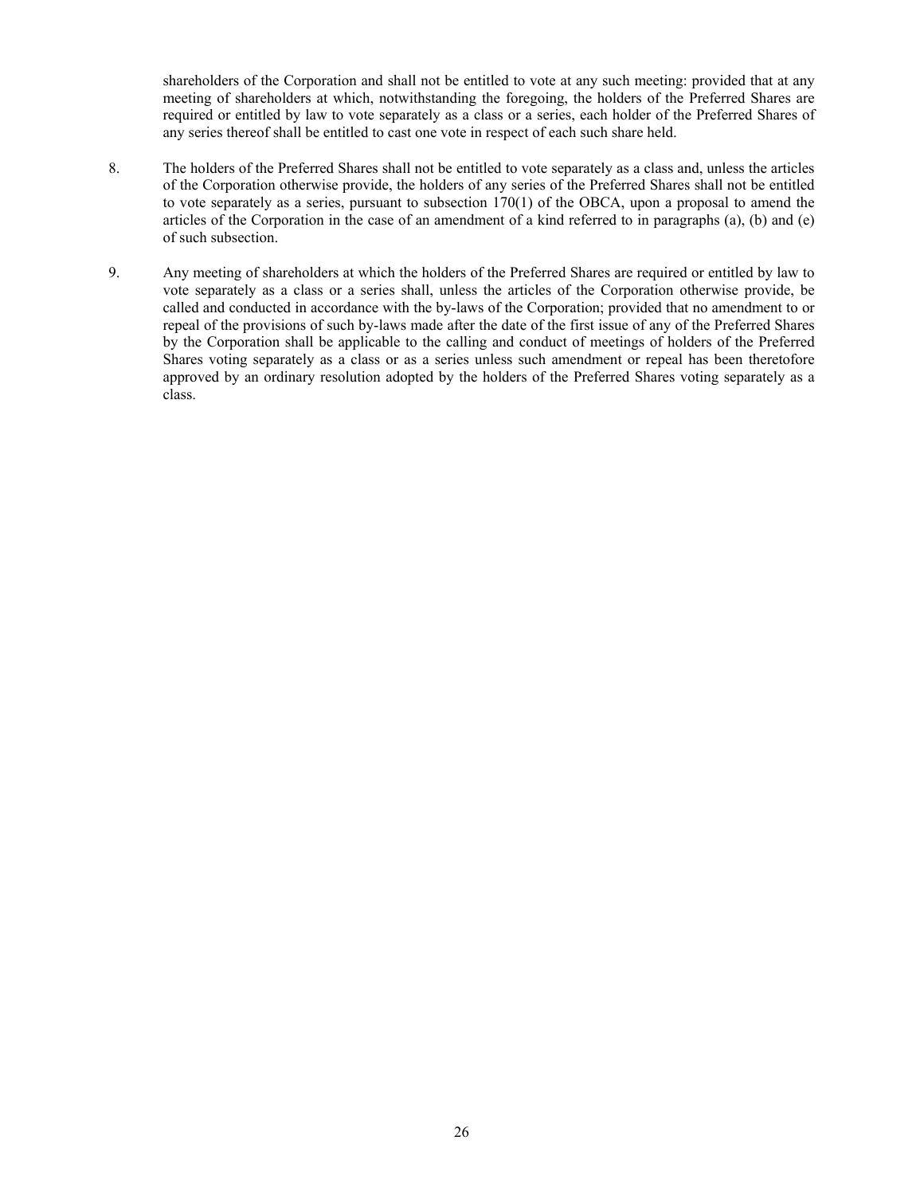shareholders of the Corporation and shall not be entitled to vote at any such meeting: provided that at any meeting of shareholders at which, notwithstanding the foregoing, the holders of the Preferred Shares are required or entitled by law to vote separately as a class or a series, each holder of the Preferred Shares of any series thereof shall be entitled to cast one vote in respect of each such share held.

8. The holders of the Preferred Shares shall not be entitled to vote separately as a class and, unless the articles of the Corporation otherwise provide, the holders of any series of the Preferred Shares shall not be entitled to vote separately as a series, pursuant to subsection 170(1) of the OBCA, upon a proposal to amend the articles of the Corporation in the case of an amendment of a kind referred to in paragraphs (a), (b) and (e) of such subsection.

9. Any meeting of shareholders at which the holders of the Preferred Shares are required or entitled by law to vote separately as a class or a series shall, unless the articles of the Corporation otherwise provide, be called and conducted in accordance with the by-laws of the Corporation; provided that no amendment to or repeal of the provisions of such by-laws made after the date of the first issue of any of the Preferred Shares by the Corporation shall be applicable to the calling and conduct of meetings of holders of the Preferred Shares voting separately as a class or as a series unless such amendment or repeal has been theretofore approved by an ordinary resolution adopted by the holders of the Preferred Shares voting separately as a class.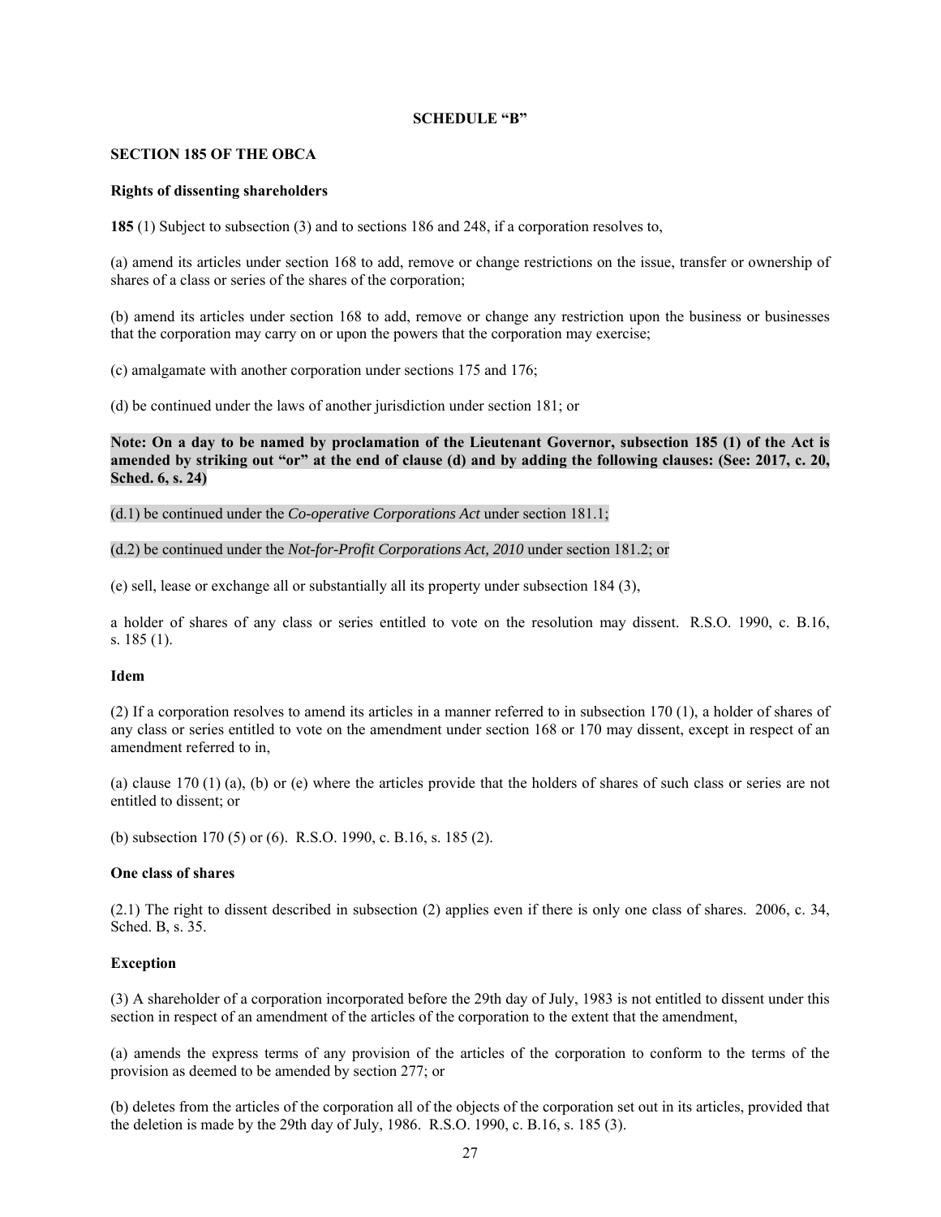**SCHEDULE "B"**

**SECTION 185 OF THE OBCA**

**Rights of dissenting shareholders**

**185** (1) Subject to subsection (3) and to sections 186 and 248, if a corporation resolves to,

(a) amend its articles under section 168 to add, remove or change restrictions on the issue, transfer or ownership of shares of a class or series of the shares of the corporation;

(b) amend its articles under section 168 to add, remove or change any restriction upon the business or businesses that the corporation may carry on or upon the powers that the corporation may exercise;

(c) amalgamate with another corporation under sections 175 and 176;

(d) be continued under the laws of another jurisdiction under section 181; or

**Note: On a day to be named by proclamation of the Lieutenant Governor, subsection 185 (1) of the Act is amended by striking out "or" at the end of clause (d) and by adding the following clauses: (See: 2017, c. 20, Sched. 6, s. 24)**

(d.1) be continued under the *Co-operative Corporations Act* under section 181.1;

(d.2) be continued under the *Not-for-Profit Corporations Act, 2010* under section 181.2; or

(e) sell, lease or exchange all or substantially all its property under subsection 184 (3),

a holder of shares of any class or series entitled to vote on the resolution may dissent. R.S.O. 1990, c. B.16, s. 185 (1).

**Idem**

(2) If a corporation resolves to amend its articles in a manner referred to in subsection 170 (1), a holder of shares of any class or series entitled to vote on the amendment under section 168 or 170 may dissent, except in respect of an amendment referred to in,

(a) clause 170 (1) (a), (b) or (e) where the articles provide that the holders of shares of such class or series are not entitled to dissent; or

(b) subsection 170 (5) or (6). R.S.O. 1990, c. B.16, s. 185 (2).

**One class of shares**

(2.1) The right to dissent described in subsection (2) applies even if there is only one class of shares. 2006, c. 34, Sched. B, s. 35.

**Exception**

(3) A shareholder of a corporation incorporated before the 29th day of July, 1983 is not entitled to dissent under this section in respect of an amendment of the articles of the corporation to the extent that the amendment,

(a) amends the express terms of any provision of the articles of the corporation to conform to the terms of the provision as deemed to be amended by section 277; or

(b) deletes from the articles of the corporation all of the objects of the corporation set out in its articles, provided that the deletion is made by the 29th day of July, 1986. R.S.O. 1990, c. B.16, s. 185 (3).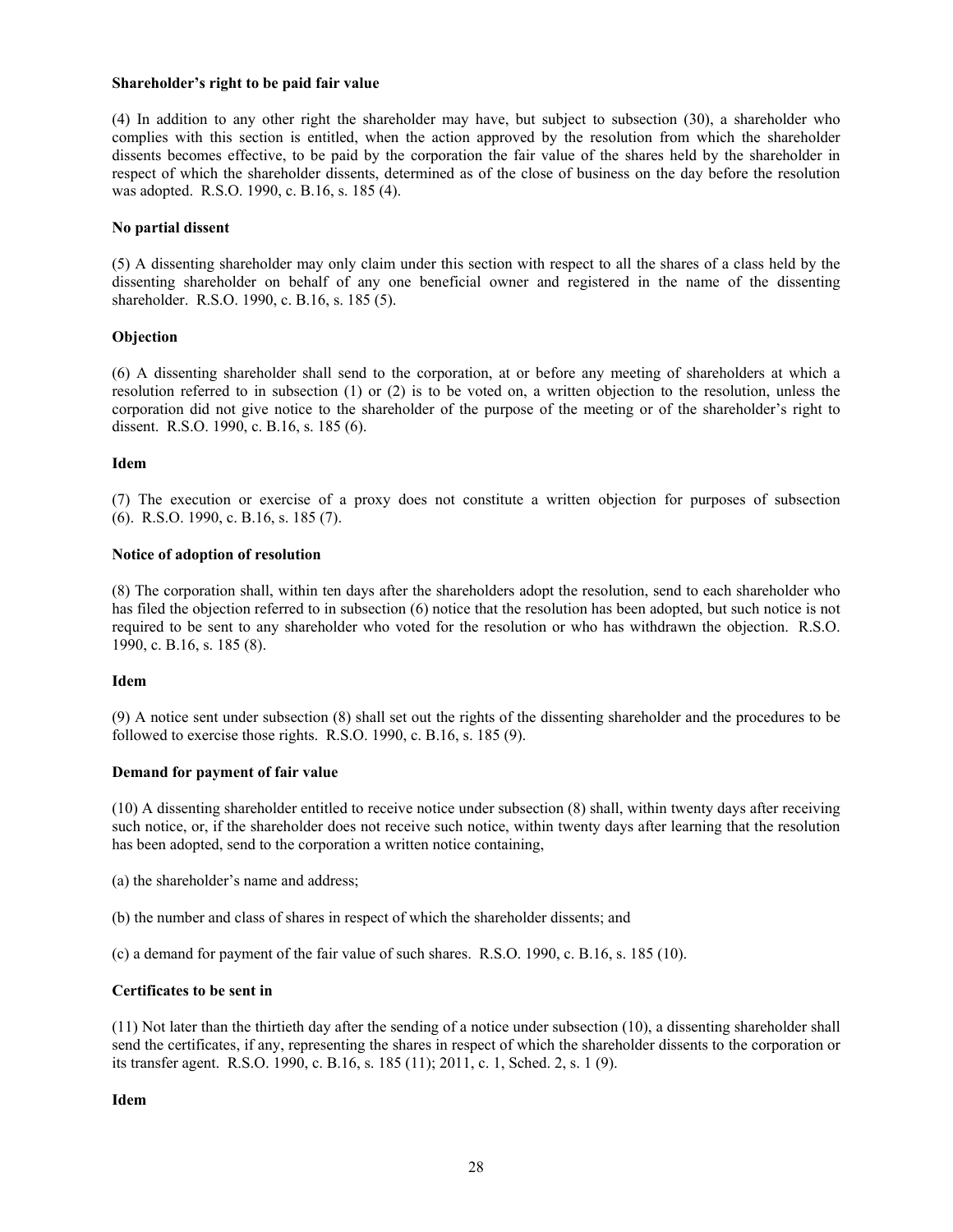**Shareholder’s right to be paid fair value**

(4) In addition to any other right the shareholder may have, but subject to subsection (30), a shareholder who complies with this section is entitled, when the action approved by the resolution from which the shareholder dissents becomes effective, to be paid by the corporation the fair value of the shares held by the shareholder in respect of which the shareholder dissents, determined as of the close of business on the day before the resolution was adopted. R.S.O. 1990, c. B.16, s. 185 (4).

**No partial dissent**

(5) A dissenting shareholder may only claim under this section with respect to all the shares of a class held by the dissenting shareholder on behalf of any one beneficial owner and registered in the name of the dissenting shareholder. R.S.O. 1990, c. B.16, s. 185 (5).

**Objection**

(6) A dissenting shareholder shall send to the corporation, at or before any meeting of shareholders at which a resolution referred to in subsection (1) or (2) is to be voted on, a written objection to the resolution, unless the corporation did not give notice to the shareholder of the purpose of the meeting or of the shareholder’s right to dissent. R.S.O. 1990, c. B.16, s. 185 (6).

**Idem**

(7) The execution or exercise of a proxy does not constitute a written objection for purposes of subsection (6). R.S.O. 1990, c. B.16, s. 185 (7).

**Notice of adoption of resolution**

(8) The corporation shall, within ten days after the shareholders adopt the resolution, send to each shareholder who has filed the objection referred to in subsection (6) notice that the resolution has been adopted, but such notice is not required to be sent to any shareholder who voted for the resolution or who has withdrawn the objection. R.S.O. 1990, c. B.16, s. 185 (8).

**Idem**

(9) A notice sent under subsection (8) shall set out the rights of the dissenting shareholder and the procedures to be followed to exercise those rights. R.S.O. 1990, c. B.16, s. 185 (9).

**Demand for payment of fair value**

(10) A dissenting shareholder entitled to receive notice under subsection (8) shall, within twenty days after receiving such notice, or, if the shareholder does not receive such notice, within twenty days after learning that the resolution has been adopted, send to the corporation a written notice containing,

(a) the shareholder’s name and address;

(b) the number and class of shares in respect of which the shareholder dissents; and

(c) a demand for payment of the fair value of such shares. R.S.O. 1990, c. B.16, s. 185 (10).

**Certificates to be sent in**

(11) Not later than the thirtieth day after the sending of a notice under subsection (10), a dissenting shareholder shall send the certificates, if any, representing the shares in respect of which the shareholder dissents to the corporation or its transfer agent. R.S.O. 1990, c. B.16, s. 185 (11); 2011, c. 1, Sched. 2, s. 1 (9).

**Idem**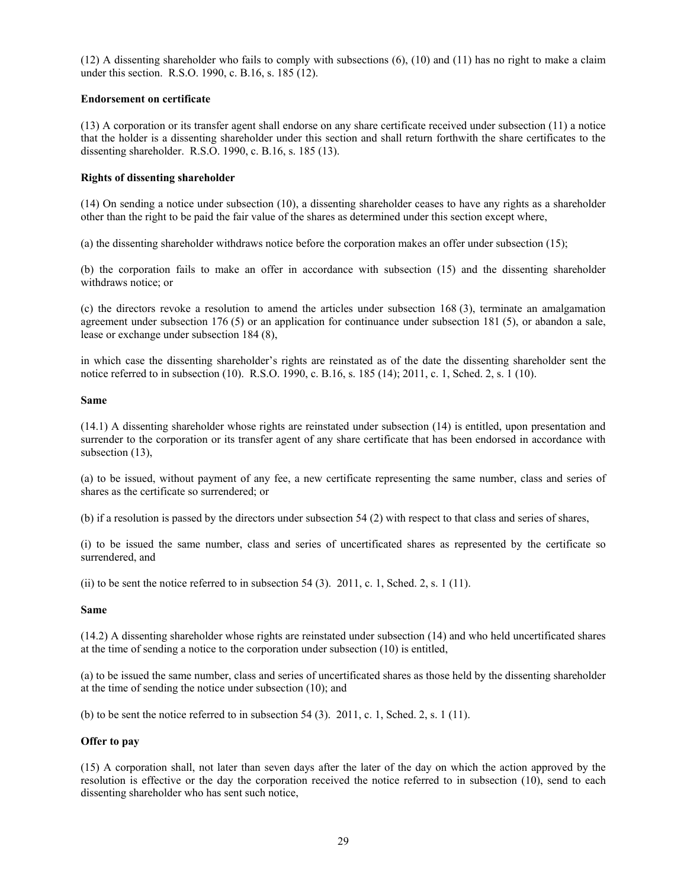(12) A dissenting shareholder who fails to comply with subsections (6), (10) and (11) has no right to make a claim under this section. R.S.O. 1990, c. B.16, s. 185 (12).

**Endorsement on certificate**

(13) A corporation or its transfer agent shall endorse on any share certificate received under subsection (11) a notice that the holder is a dissenting shareholder under this section and shall return forthwith the share certificates to the dissenting shareholder. R.S.O. 1990, c. B.16, s. 185 (13).

**Rights of dissenting shareholder**

(14) On sending a notice under subsection (10), a dissenting shareholder ceases to have any rights as a shareholder other than the right to be paid the fair value of the shares as determined under this section except where,

(a) the dissenting shareholder withdraws notice before the corporation makes an offer under subsection (15);

(b) the corporation fails to make an offer in accordance with subsection (15) and the dissenting shareholder withdraws notice; or

(c) the directors revoke a resolution to amend the articles under subsection 168 (3), terminate an amalgamation agreement under subsection 176 (5) or an application for continuance under subsection 181 (5), or abandon a sale, lease or exchange under subsection 184 (8),

in which case the dissenting shareholder's rights are reinstated as of the date the dissenting shareholder sent the notice referred to in subsection (10). R.S.O. 1990, c. B.16, s. 185 (14); 2011, c. 1, Sched. 2, s. 1 (10).

**Same**

(14.1) A dissenting shareholder whose rights are reinstated under subsection (14) is entitled, upon presentation and surrender to the corporation or its transfer agent of any share certificate that has been endorsed in accordance with subsection (13),

(a) to be issued, without payment of any fee, a new certificate representing the same number, class and series of shares as the certificate so surrendered; or

(b) if a resolution is passed by the directors under subsection 54 (2) with respect to that class and series of shares,

(i) to be issued the same number, class and series of uncertificated shares as represented by the certificate so surrendered, and

(ii) to be sent the notice referred to in subsection 54 (3). 2011, c. 1, Sched. 2, s. 1 (11).

**Same**

(14.2) A dissenting shareholder whose rights are reinstated under subsection (14) and who held uncertificated shares at the time of sending a notice to the corporation under subsection (10) is entitled,

(a) to be issued the same number, class and series of uncertificated shares as those held by the dissenting shareholder at the time of sending the notice under subsection (10); and

(b) to be sent the notice referred to in subsection 54 (3). 2011, c. 1, Sched. 2, s. 1 (11).

**Offer to pay**

(15) A corporation shall, not later than seven days after the later of the day on which the action approved by the resolution is effective or the day the corporation received the notice referred to in subsection (10), send to each dissenting shareholder who has sent such notice,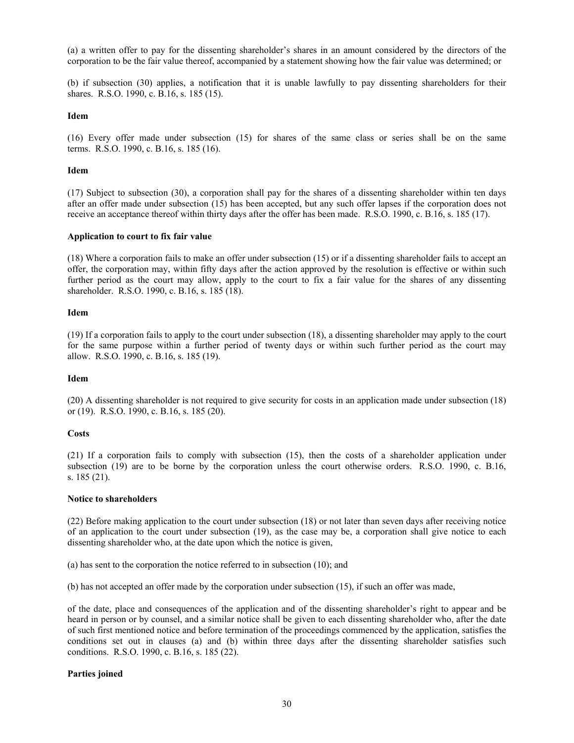(a) a written offer to pay for the dissenting shareholder's shares in an amount considered by the directors of the corporation to be the fair value thereof, accompanied by a statement showing how the fair value was determined; or

(b) if subsection (30) applies, a notification that it is unable lawfully to pay dissenting shareholders for their shares. R.S.O. 1990, c. B.16, s. 185 (15).

**Idem**

(16) Every offer made under subsection (15) for shares of the same class or series shall be on the same terms. R.S.O. 1990, c. B.16, s. 185 (16).

**Idem**

(17) Subject to subsection (30), a corporation shall pay for the shares of a dissenting shareholder within ten days after an offer made under subsection (15) has been accepted, but any such offer lapses if the corporation does not receive an acceptance thereof within thirty days after the offer has been made. R.S.O. 1990, c. B.16, s. 185 (17).

**Application to court to fix fair value**

(18) Where a corporation fails to make an offer under subsection (15) or if a dissenting shareholder fails to accept an offer, the corporation may, within fifty days after the action approved by the resolution is effective or within such further period as the court may allow, apply to the court to fix a fair value for the shares of any dissenting shareholder. R.S.O. 1990, c. B.16, s. 185 (18).

**Idem**

(19) If a corporation fails to apply to the court under subsection (18), a dissenting shareholder may apply to the court for the same purpose within a further period of twenty days or within such further period as the court may allow. R.S.O. 1990, c. B.16, s. 185 (19).

**Idem**

(20) A dissenting shareholder is not required to give security for costs in an application made under subsection (18) or (19). R.S.O. 1990, c. B.16, s. 185 (20).

**Costs**

(21) If a corporation fails to comply with subsection (15), then the costs of a shareholder application under subsection (19) are to be borne by the corporation unless the court otherwise orders. R.S.O. 1990, c. B.16, s. 185 (21).

**Notice to shareholders**

(22) Before making application to the court under subsection (18) or not later than seven days after receiving notice of an application to the court under subsection (19), as the case may be, a corporation shall give notice to each dissenting shareholder who, at the date upon which the notice is given,

(a) has sent to the corporation the notice referred to in subsection (10); and

(b) has not accepted an offer made by the corporation under subsection (15), if such an offer was made,

of the date, place and consequences of the application and of the dissenting shareholder's right to appear and be heard in person or by counsel, and a similar notice shall be given to each dissenting shareholder who, after the date of such first mentioned notice and before termination of the proceedings commenced by the application, satisfies the conditions set out in clauses (a) and (b) within three days after the dissenting shareholder satisfies such conditions. R.S.O. 1990, c. B.16, s. 185 (22).

**Parties joined**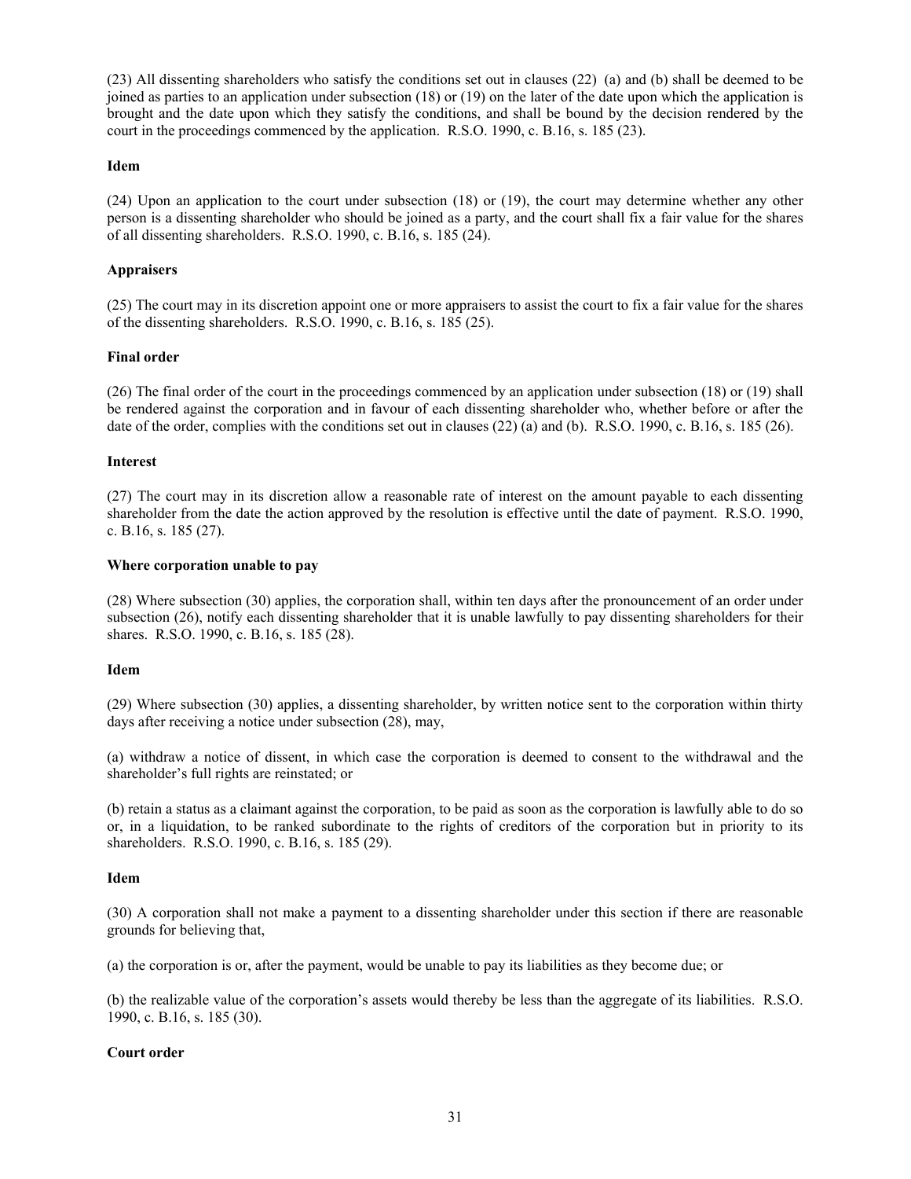(23) All dissenting shareholders who satisfy the conditions set out in clauses (22) (a) and (b) shall be deemed to be joined as parties to an application under subsection (18) or (19) on the later of the date upon which the application is brought and the date upon which they satisfy the conditions, and shall be bound by the decision rendered by the court in the proceedings commenced by the application. R.S.O. 1990, c. B.16, s. 185 (23).

**Idem**

(24) Upon an application to the court under subsection (18) or (19), the court may determine whether any other person is a dissenting shareholder who should be joined as a party, and the court shall fix a fair value for the shares of all dissenting shareholders. R.S.O. 1990, c. B.16, s. 185 (24).

**Appraisers**

(25) The court may in its discretion appoint one or more appraisers to assist the court to fix a fair value for the shares of the dissenting shareholders. R.S.O. 1990, c. B.16, s. 185 (25).

**Final order**

(26) The final order of the court in the proceedings commenced by an application under subsection (18) or (19) shall be rendered against the corporation and in favour of each dissenting shareholder who, whether before or after the date of the order, complies with the conditions set out in clauses (22) (a) and (b). R.S.O. 1990, c. B.16, s. 185 (26).

**Interest**

(27) The court may in its discretion allow a reasonable rate of interest on the amount payable to each dissenting shareholder from the date the action approved by the resolution is effective until the date of payment. R.S.O. 1990, c. B.16, s. 185 (27).

**Where corporation unable to pay**

(28) Where subsection (30) applies, the corporation shall, within ten days after the pronouncement of an order under subsection (26), notify each dissenting shareholder that it is unable lawfully to pay dissenting shareholders for their shares. R.S.O. 1990, c. B.16, s. 185 (28).

**Idem**

(29) Where subsection (30) applies, a dissenting shareholder, by written notice sent to the corporation within thirty days after receiving a notice under subsection (28), may,

(a) withdraw a notice of dissent, in which case the corporation is deemed to consent to the withdrawal and the shareholder's full rights are reinstated; or

(b) retain a status as a claimant against the corporation, to be paid as soon as the corporation is lawfully able to do so or, in a liquidation, to be ranked subordinate to the rights of creditors of the corporation but in priority to its shareholders. R.S.O. 1990, c. B.16, s. 185 (29).

**Idem**

(30) A corporation shall not make a payment to a dissenting shareholder under this section if there are reasonable grounds for believing that,

(a) the corporation is or, after the payment, would be unable to pay its liabilities as they become due; or

(b) the realizable value of the corporation's assets would thereby be less than the aggregate of its liabilities. R.S.O. 1990, c. B.16, s. 185 (30).

**Court order**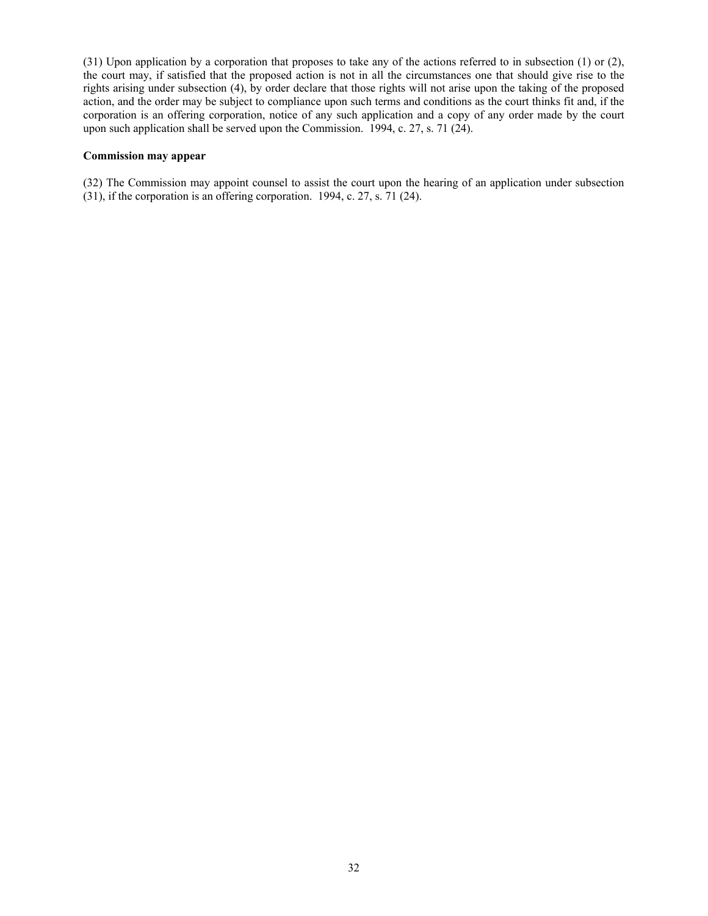(31) Upon application by a corporation that proposes to take any of the actions referred to in subsection (1) or (2), the court may, if satisfied that the proposed action is not in all the circumstances one that should give rise to the rights arising under subsection (4), by order declare that those rights will not arise upon the taking of the proposed action, and the order may be subject to compliance upon such terms and conditions as the court thinks fit and, if the corporation is an offering corporation, notice of any such application and a copy of any order made by the court upon such application shall be served upon the Commission. 1994, c. 27, s. 71 (24).

**Commission may appear**

(32) The Commission may appoint counsel to assist the court upon the hearing of an application under subsection (31), if the corporation is an offering corporation. 1994, c. 27, s. 71 (24).